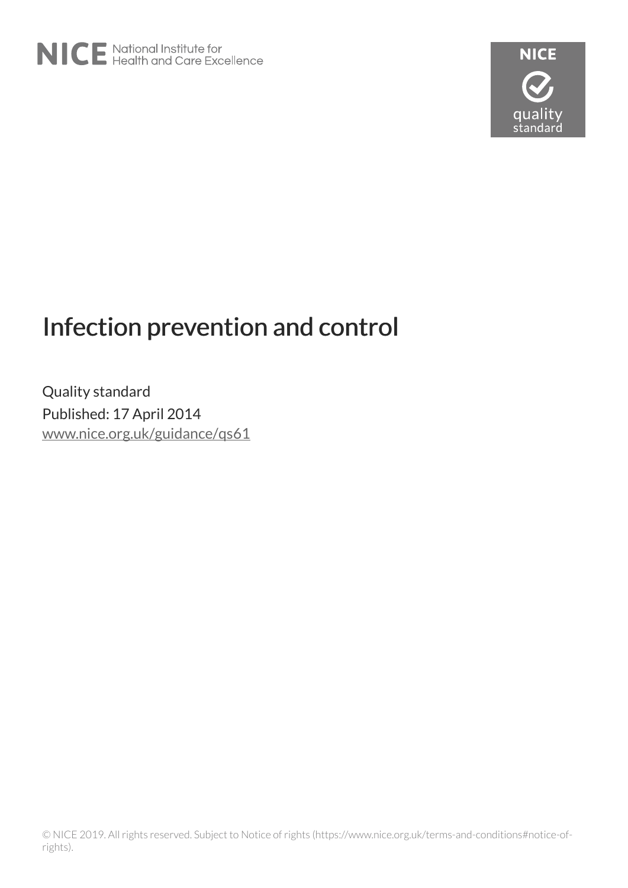# Infection prevention and control

Quality standard

Published: 17 April 2014

www.nice.org.uk/guidance/qs61

© NICE 2019. All rights reserved. Subject to Notice of rights (https://www.nice.org.uk/terms-and-conditions#notice-of-rights).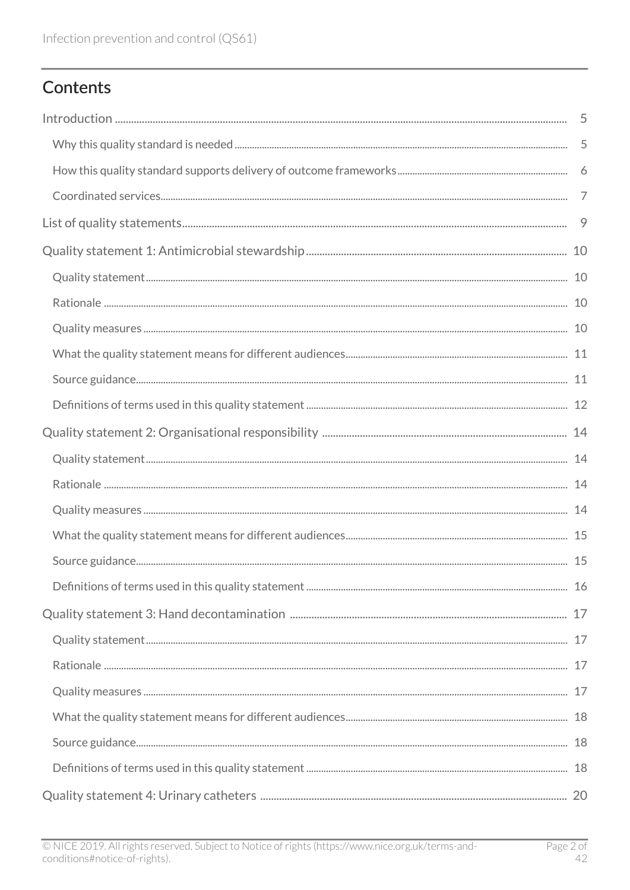## Contents

- Introduction 5
  - Why this quality standard is needed 5
  - How this quality standard supports delivery of outcome frameworks 6
  - Coordinated services 7
- List of quality statements 9
- Quality statement 1: Antimicrobial stewardship 10
  - Quality statement 10
  - Rationale 10
  - Quality measures 10
  - What the quality statement means for different audiences 11
  - Source guidance 11
  - Definitions of terms used in this quality statement 12
- Quality statement 2: Organisational responsibility 14
  - Quality statement 14
  - Rationale 14
  - Quality measures 14
  - What the quality statement means for different audiences 15
  - Source guidance 15
  - Definitions of terms used in this quality statement 16
- Quality statement 3: Hand decontamination 17
  - Quality statement 17
  - Rationale 17
  - Quality measures 17
  - What the quality statement means for different audiences 18
  - Source guidance 18
  - Definitions of terms used in this quality statement 18
- Quality statement 4: Urinary catheters 20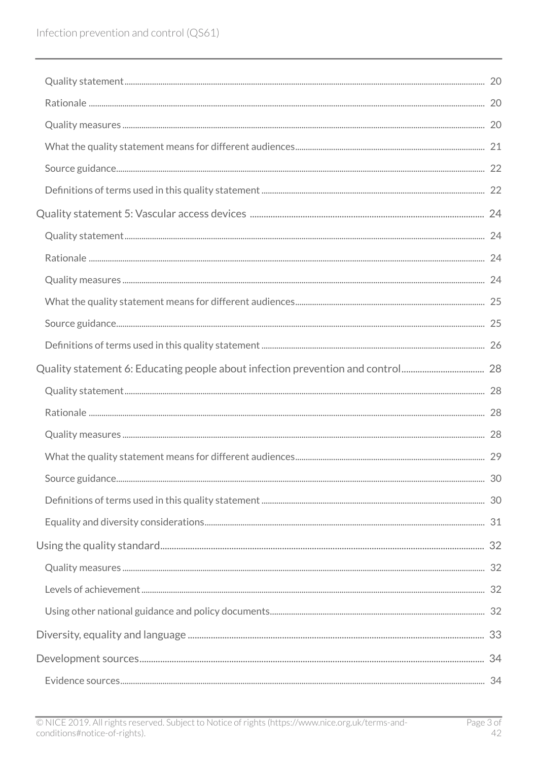Quality statement ..... 20

Rationale ..... 20

Quality measures ..... 20

What the quality statement means for different audiences ..... 21

Source guidance ..... 22

Definitions of terms used in this quality statement ..... 22

Quality statement 5: Vascular access devices ..... 24

Quality statement ..... 24

Rationale ..... 24

Quality measures ..... 24

What the quality statement means for different audiences ..... 25

Source guidance ..... 25

Definitions of terms used in this quality statement ..... 26

Quality statement 6: Educating people about infection prevention and control ..... 28

Quality statement ..... 28

Rationale ..... 28

Quality measures ..... 28

What the quality statement means for different audiences ..... 29

Source guidance ..... 30

Definitions of terms used in this quality statement ..... 30

Equality and diversity considerations ..... 31

Using the quality standard ..... 32

Quality measures ..... 32

Levels of achievement ..... 32

Using other national guidance and policy documents ..... 32

Diversity, equality and language ..... 33

Development sources ..... 34

Evidence sources ..... 34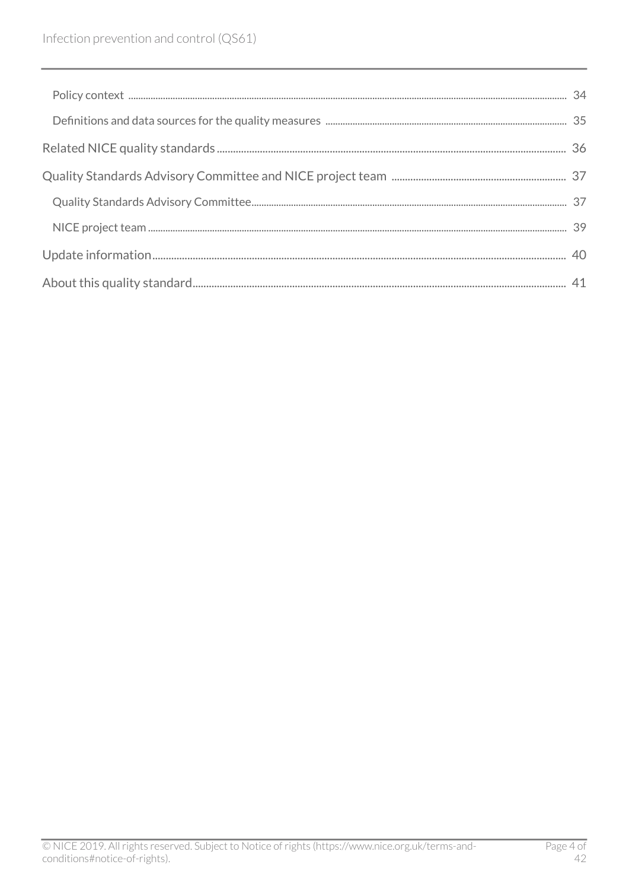Policy context ........................................................................................................................................................................ 34

Definitions and data sources for the quality measures ............................................................................................ 35

Related NICE quality standards ......................................................................................................................................... 36

Quality Standards Advisory Committee and NICE project team ........................................................................ 37

Quality Standards Advisory Committee.......................................................................................................................... 37

NICE project team ................................................................................................................................................................. 39

Update information................................................................................................................................................................ 40

About this quality standard................................................................................................................................................. 41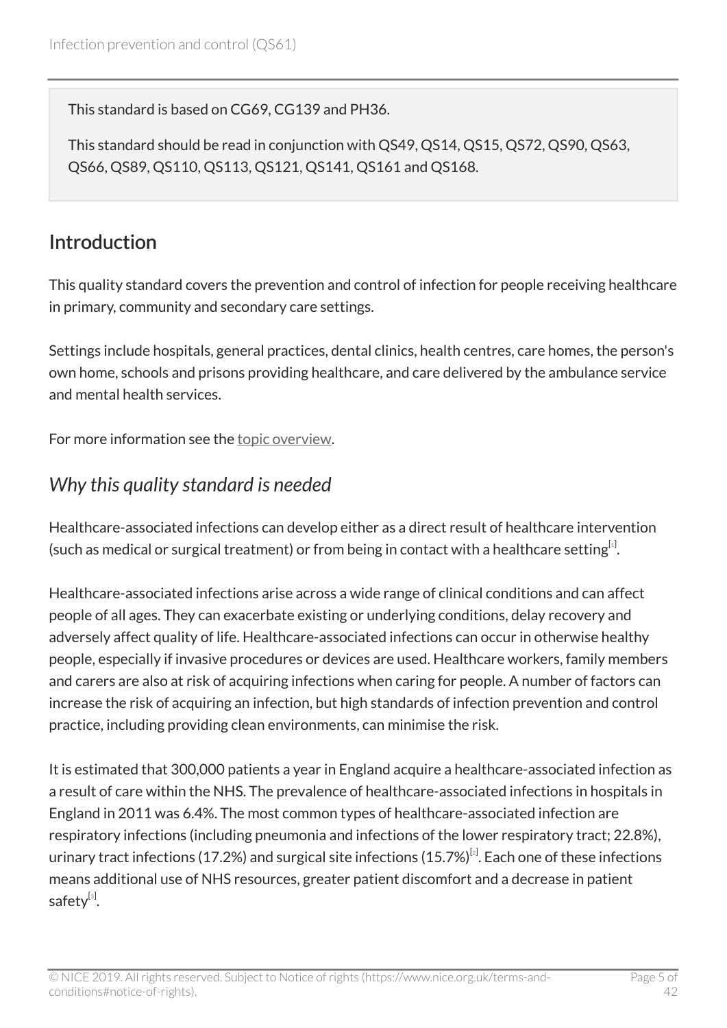This standard is based on CG69, CG139 and PH36.

This standard should be read in conjunction with QS49, QS14, QS15, QS72, QS90, QS63, QS66, QS89, QS110, QS113, QS121, QS141, QS161 and QS168.

## Introduction

This quality standard covers the prevention and control of infection for people receiving healthcare in primary, community and secondary care settings.

Settings include hospitals, general practices, dental clinics, health centres, care homes, the person's own home, schools and prisons providing healthcare, and care delivered by the ambulance service and mental health services.

For more information see the topic overview.

### *Why this quality standard is needed*

Healthcare-associated infections can develop either as a direct result of healthcare intervention (such as medical or surgical treatment) or from being in contact with a healthcare setting[1].

Healthcare-associated infections arise across a wide range of clinical conditions and can affect people of all ages. They can exacerbate existing or underlying conditions, delay recovery and adversely affect quality of life. Healthcare-associated infections can occur in otherwise healthy people, especially if invasive procedures or devices are used. Healthcare workers, family members and carers are also at risk of acquiring infections when caring for people. A number of factors can increase the risk of acquiring an infection, but high standards of infection prevention and control practice, including providing clean environments, can minimise the risk.

It is estimated that 300,000 patients a year in England acquire a healthcare-associated infection as a result of care within the NHS. The prevalence of healthcare-associated infections in hospitals in England in 2011 was 6.4%. The most common types of healthcare-associated infection are respiratory infections (including pneumonia and infections of the lower respiratory tract; 22.8%), urinary tract infections (17.2%) and surgical site infections (15.7%)[2]. Each one of these infections means additional use of NHS resources, greater patient discomfort and a decrease in patient safety[3].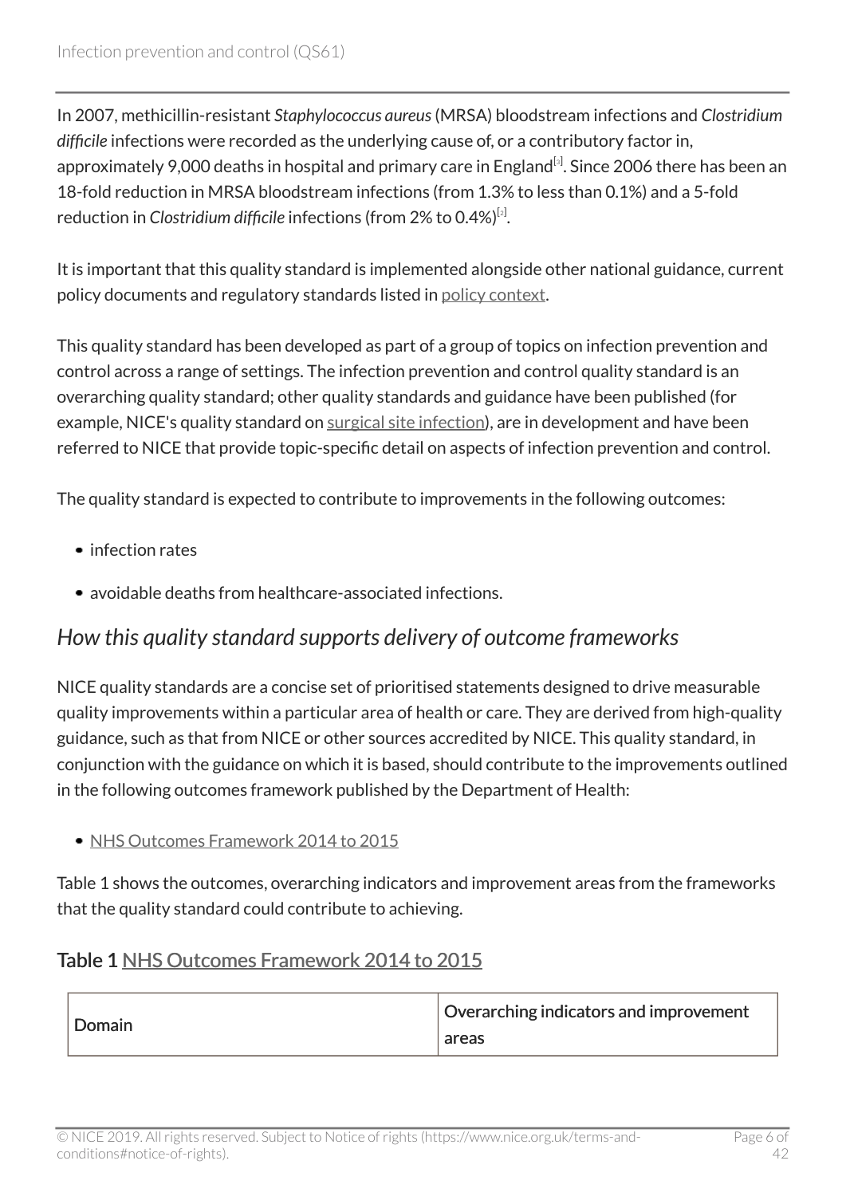In 2007, methicillin-resistant *Staphylococcus aureus* (MRSA) bloodstream infections and *Clostridium difficile* infections were recorded as the underlying cause of, or a contributory factor in, approximately 9,000 deaths in hospital and primary care in England[1]. Since 2006 there has been an 18-fold reduction in MRSA bloodstream infections (from 1.3% to less than 0.1%) and a 5-fold reduction in *Clostridium difficile* infections (from 2% to 0.4%)[2].

It is important that this quality standard is implemented alongside other national guidance, current policy documents and regulatory standards listed in policy context.

This quality standard has been developed as part of a group of topics on infection prevention and control across a range of settings. The infection prevention and control quality standard is an overarching quality standard; other quality standards and guidance have been published (for example, NICE's quality standard on surgical site infection), are in development and have been referred to NICE that provide topic-specific detail on aspects of infection prevention and control.

The quality standard is expected to contribute to improvements in the following outcomes:

- infection rates
- avoidable deaths from healthcare-associated infections.

## *How this quality standard supports delivery of outcome frameworks*

NICE quality standards are a concise set of prioritised statements designed to drive measurable quality improvements within a particular area of health or care. They are derived from high-quality guidance, such as that from NICE or other sources accredited by NICE. This quality standard, in conjunction with the guidance on which it is based, should contribute to the improvements outlined in the following outcomes framework published by the Department of Health:

- NHS Outcomes Framework 2014 to 2015

Table 1 shows the outcomes, overarching indicators and improvement areas from the frameworks that the quality standard could contribute to achieving.

### Table 1 NHS Outcomes Framework 2014 to 2015

| Domain | Overarching indicators and improvement areas |
| --- | --- |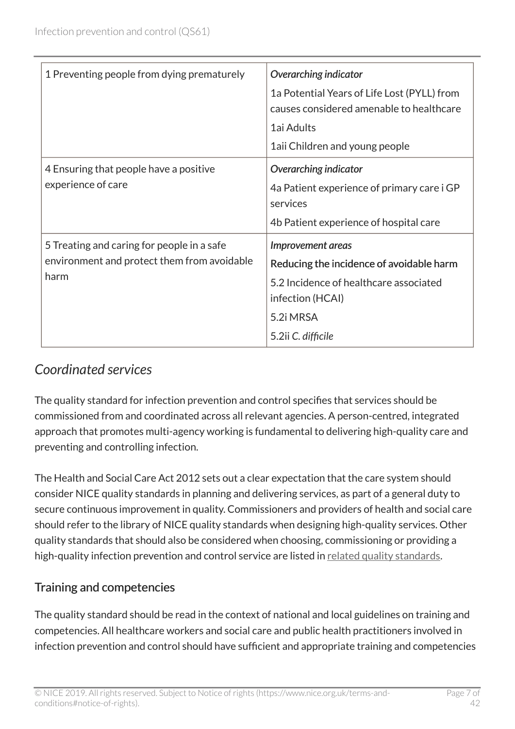| | |
|---|---|
| 1 Preventing people from dying prematurely | *Overarching indicator*<br>1a Potential Years of Life Lost (PYLL) from causes considered amenable to healthcare<br>1ai Adults<br>1aii Children and young people |
| 4 Ensuring that people have a positive experience of care | *Overarching indicator*<br>4a Patient experience of primary care i GP services<br>4b Patient experience of hospital care |
| 5 Treating and caring for people in a safe environment and protect them from avoidable harm | *Improvement areas*<br>Reducing the incidence of avoidable harm<br>5.2 Incidence of healthcare associated infection (HCAI)<br>5.2i MRSA<br>5.2ii *C. difficile* |

## *Coordinated services*

The quality standard for infection prevention and control specifies that services should be commissioned from and coordinated across all relevant agencies. A person-centred, integrated approach that promotes multi-agency working is fundamental to delivering high-quality care and preventing and controlling infection.

The Health and Social Care Act 2012 sets out a clear expectation that the care system should consider NICE quality standards in planning and delivering services, as part of a general duty to secure continuous improvement in quality. Commissioners and providers of health and social care should refer to the library of NICE quality standards when designing high-quality services. Other quality standards that should also be considered when choosing, commissioning or providing a high-quality infection prevention and control service are listed in related quality standards.

### Training and competencies

The quality standard should be read in the context of national and local guidelines on training and competencies. All healthcare workers and social care and public health practitioners involved in infection prevention and control should have sufficient and appropriate training and competencies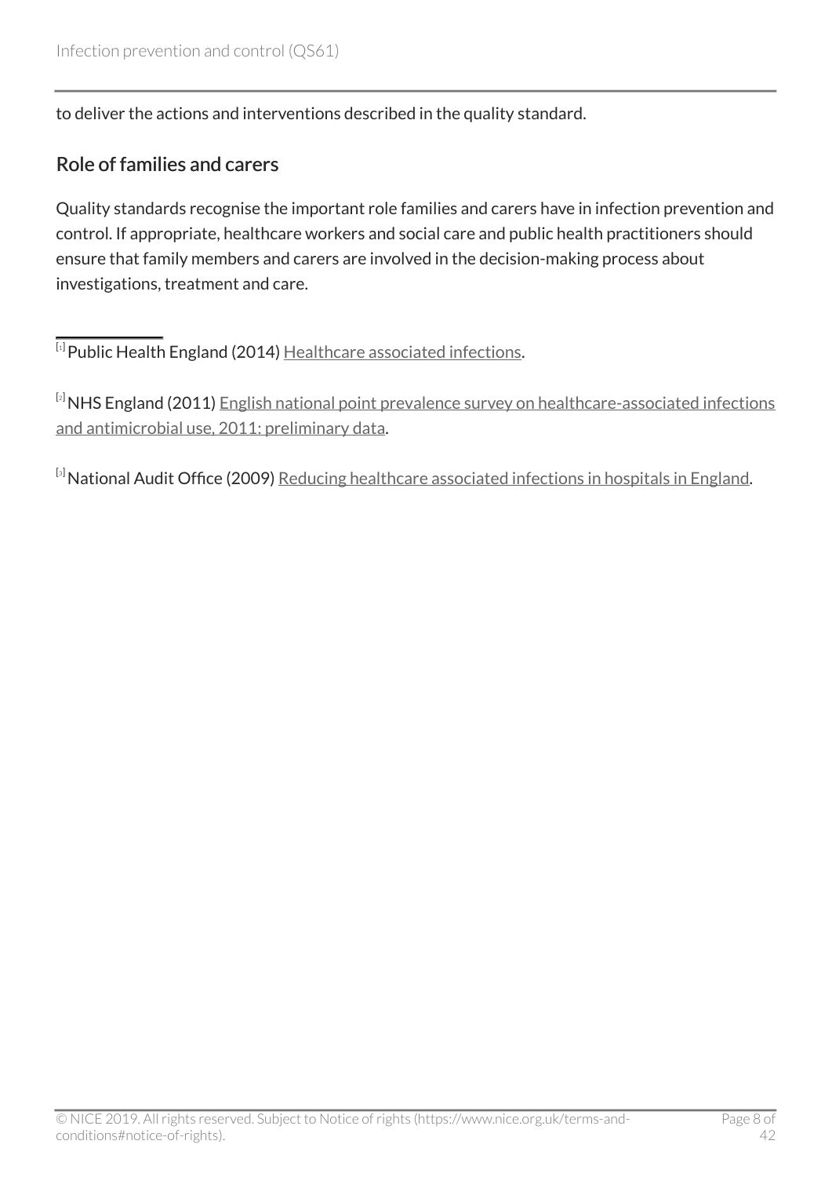to deliver the actions and interventions described in the quality standard.

## Role of families and carers

Quality standards recognise the important role families and carers have in infection prevention and control. If appropriate, healthcare workers and social care and public health practitioners should ensure that family members and carers are involved in the decision-making process about investigations, treatment and care.

---

[1] Public Health England (2014) Healthcare associated infections.

[2] NHS England (2011) English national point prevalence survey on healthcare-associated infections and antimicrobial use, 2011: preliminary data.

[3] National Audit Office (2009) Reducing healthcare associated infections in hospitals in England.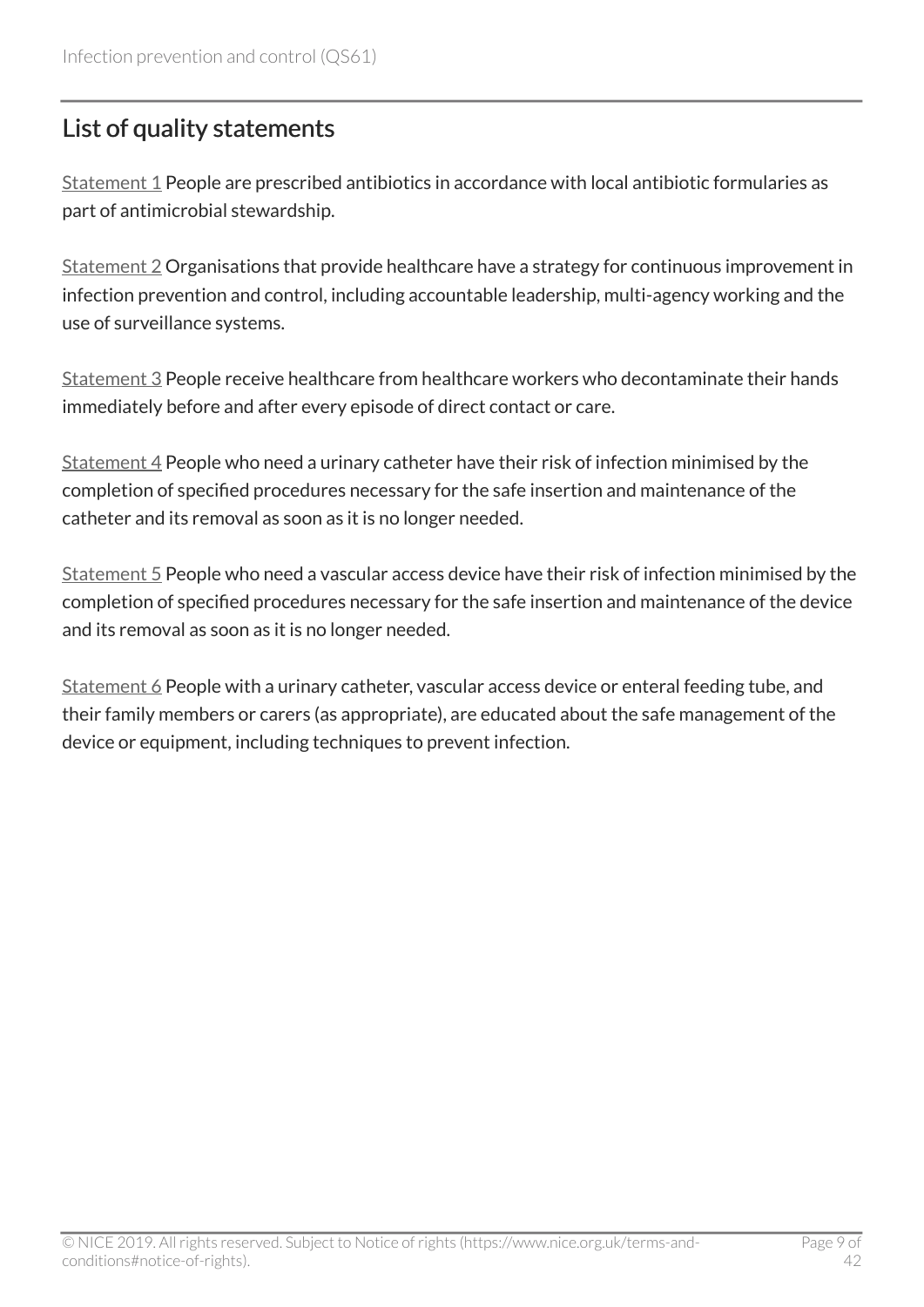## List of quality statements

Statement 1 People are prescribed antibiotics in accordance with local antibiotic formularies as part of antimicrobial stewardship.

Statement 2 Organisations that provide healthcare have a strategy for continuous improvement in infection prevention and control, including accountable leadership, multi-agency working and the use of surveillance systems.

Statement 3 People receive healthcare from healthcare workers who decontaminate their hands immediately before and after every episode of direct contact or care.

Statement 4 People who need a urinary catheter have their risk of infection minimised by the completion of specified procedures necessary for the safe insertion and maintenance of the catheter and its removal as soon as it is no longer needed.

Statement 5 People who need a vascular access device have their risk of infection minimised by the completion of specified procedures necessary for the safe insertion and maintenance of the device and its removal as soon as it is no longer needed.

Statement 6 People with a urinary catheter, vascular access device or enteral feeding tube, and their family members or carers (as appropriate), are educated about the safe management of the device or equipment, including techniques to prevent infection.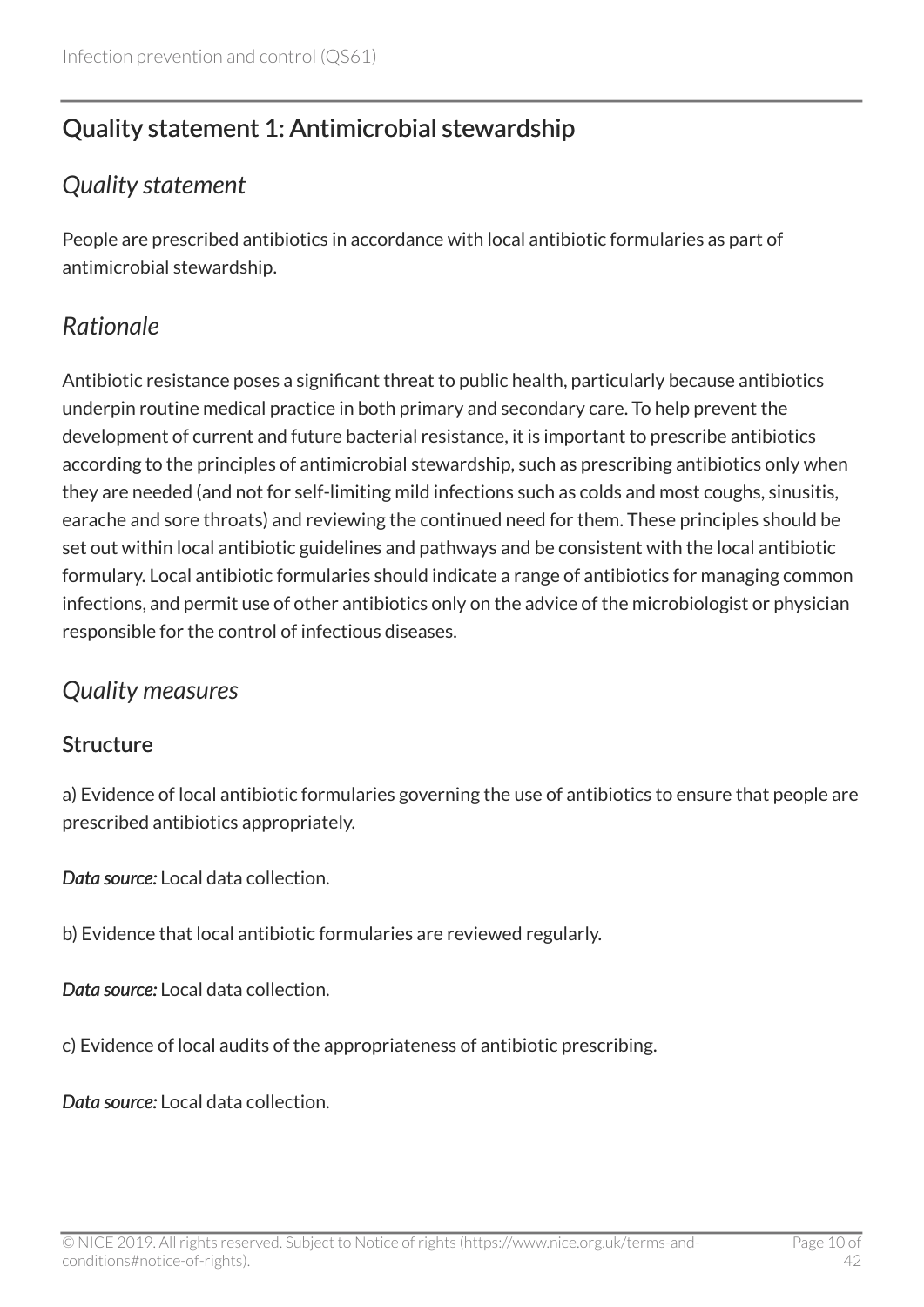## Quality statement 1: Antimicrobial stewardship

### *Quality statement*

People are prescribed antibiotics in accordance with local antibiotic formularies as part of antimicrobial stewardship.

### *Rationale*

Antibiotic resistance poses a significant threat to public health, particularly because antibiotics underpin routine medical practice in both primary and secondary care. To help prevent the development of current and future bacterial resistance, it is important to prescribe antibiotics according to the principles of antimicrobial stewardship, such as prescribing antibiotics only when they are needed (and not for self-limiting mild infections such as colds and most coughs, sinusitis, earache and sore throats) and reviewing the continued need for them. These principles should be set out within local antibiotic guidelines and pathways and be consistent with the local antibiotic formulary. Local antibiotic formularies should indicate a range of antibiotics for managing common infections, and permit use of other antibiotics only on the advice of the microbiologist or physician responsible for the control of infectious diseases.

### *Quality measures*

#### Structure

a) Evidence of local antibiotic formularies governing the use of antibiotics to ensure that people are prescribed antibiotics appropriately.

***Data source:*** Local data collection.

b) Evidence that local antibiotic formularies are reviewed regularly.

***Data source:*** Local data collection.

c) Evidence of local audits of the appropriateness of antibiotic prescribing.

***Data source:*** Local data collection.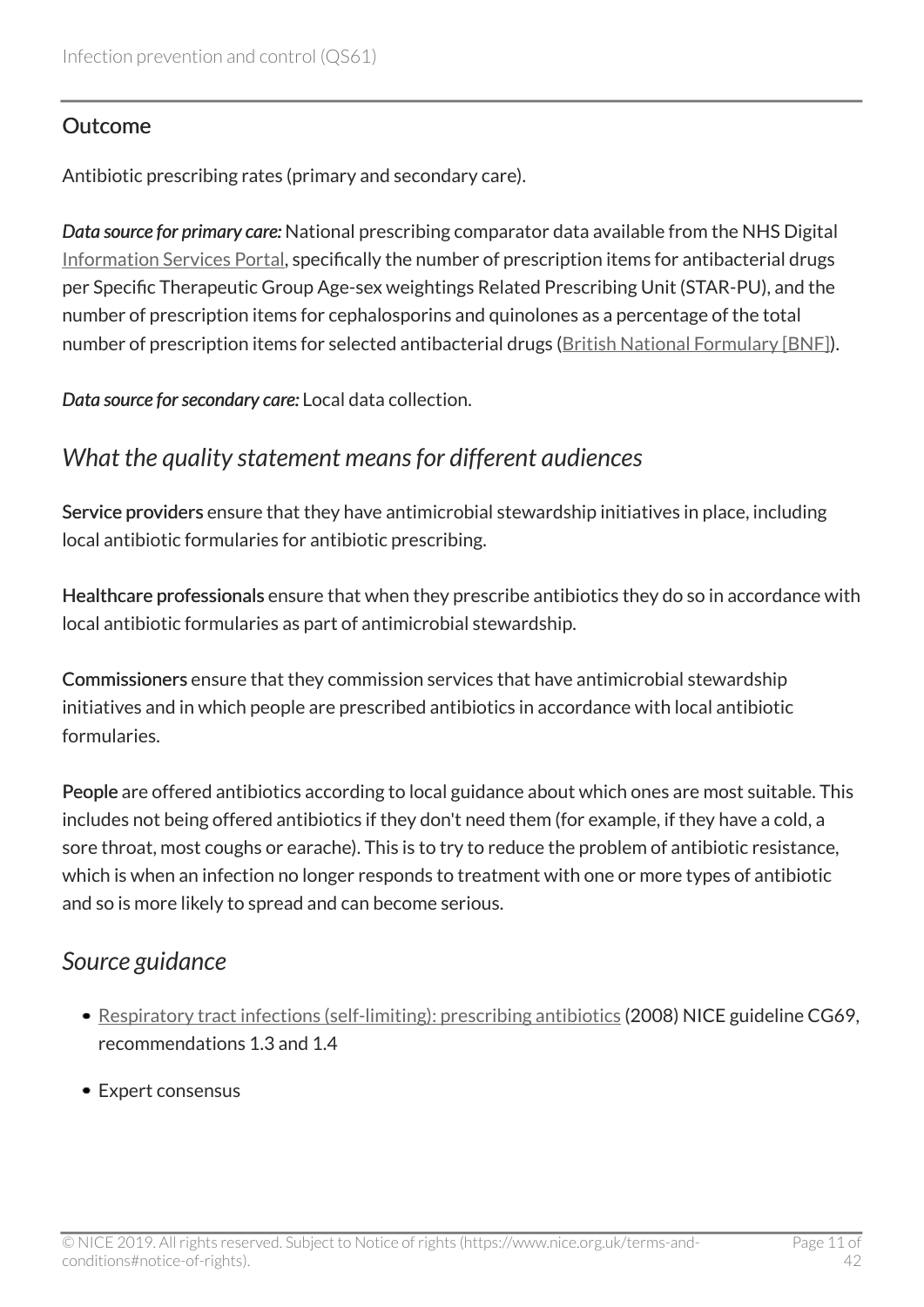### Outcome

Antibiotic prescribing rates (primary and secondary care).

***Data source for primary care:*** National prescribing comparator data available from the NHS Digital Information Services Portal, specifically the number of prescription items for antibacterial drugs per Specific Therapeutic Group Age-sex weightings Related Prescribing Unit (STAR-PU), and the number of prescription items for cephalosporins and quinolones as a percentage of the total number of prescription items for selected antibacterial drugs (British National Formulary [BNF]).

***Data source for secondary care:*** Local data collection.

## *What the quality statement means for different audiences*

**Service providers** ensure that they have antimicrobial stewardship initiatives in place, including local antibiotic formularies for antibiotic prescribing.

**Healthcare professionals** ensure that when they prescribe antibiotics they do so in accordance with local antibiotic formularies as part of antimicrobial stewardship.

**Commissioners** ensure that they commission services that have antimicrobial stewardship initiatives and in which people are prescribed antibiotics in accordance with local antibiotic formularies.

**People** are offered antibiotics according to local guidance about which ones are most suitable. This includes not being offered antibiotics if they don't need them (for example, if they have a cold, a sore throat, most coughs or earache). This is to try to reduce the problem of antibiotic resistance, which is when an infection no longer responds to treatment with one or more types of antibiotic and so is more likely to spread and can become serious.

## *Source guidance*

- Respiratory tract infections (self-limiting): prescribing antibiotics (2008) NICE guideline CG69, recommendations 1.3 and 1.4
- Expert consensus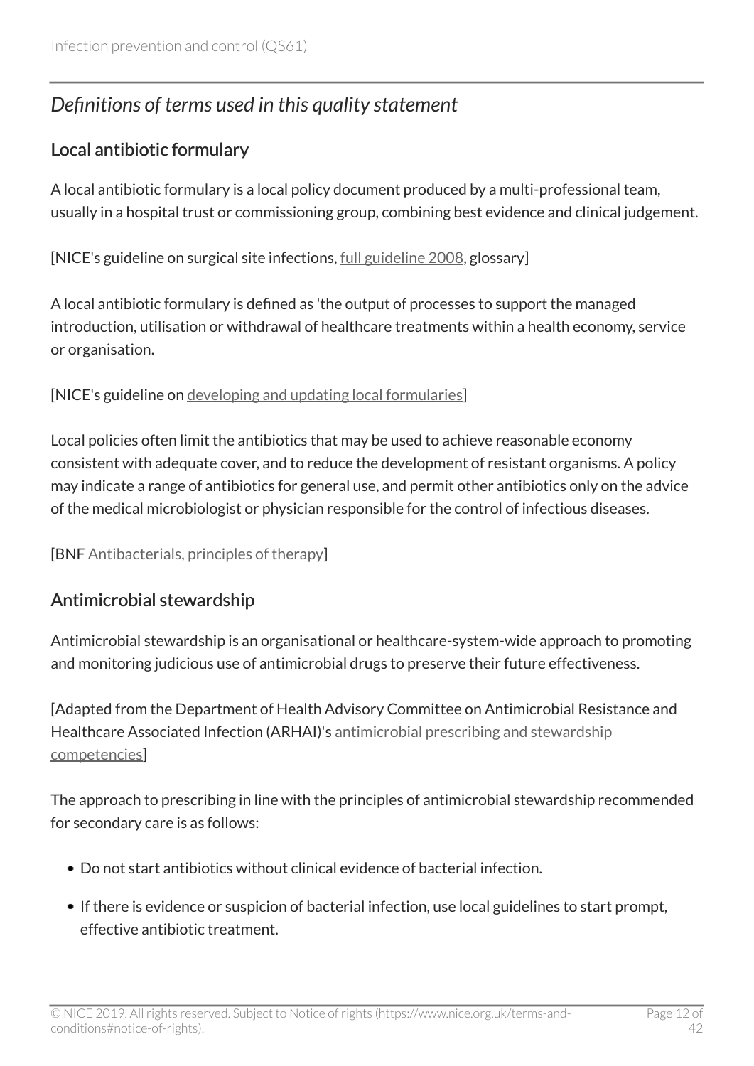## *Definitions of terms used in this quality statement*

### Local antibiotic formulary

A local antibiotic formulary is a local policy document produced by a multi-professional team, usually in a hospital trust or commissioning group, combining best evidence and clinical judgement.

[NICE's guideline on surgical site infections, full guideline 2008, glossary]

A local antibiotic formulary is defined as 'the output of processes to support the managed introduction, utilisation or withdrawal of healthcare treatments within a health economy, service or organisation.

[NICE's guideline on developing and updating local formularies]

Local policies often limit the antibiotics that may be used to achieve reasonable economy consistent with adequate cover, and to reduce the development of resistant organisms. A policy may indicate a range of antibiotics for general use, and permit other antibiotics only on the advice of the medical microbiologist or physician responsible for the control of infectious diseases.

[BNF Antibacterials, principles of therapy]

### Antimicrobial stewardship

Antimicrobial stewardship is an organisational or healthcare-system-wide approach to promoting and monitoring judicious use of antimicrobial drugs to preserve their future effectiveness.

[Adapted from the Department of Health Advisory Committee on Antimicrobial Resistance and Healthcare Associated Infection (ARHAI)'s antimicrobial prescribing and stewardship competencies]

The approach to prescribing in line with the principles of antimicrobial stewardship recommended for secondary care is as follows:

- Do not start antibiotics without clinical evidence of bacterial infection.
- If there is evidence or suspicion of bacterial infection, use local guidelines to start prompt, effective antibiotic treatment.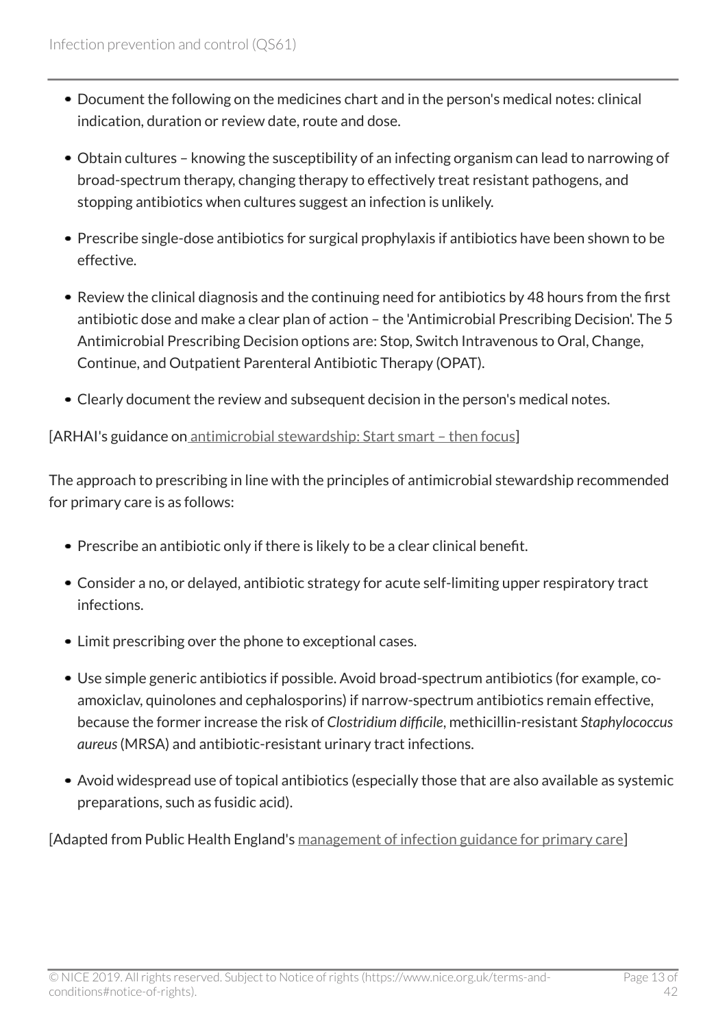- Document the following on the medicines chart and in the person's medical notes: clinical indication, duration or review date, route and dose.
- Obtain cultures – knowing the susceptibility of an infecting organism can lead to narrowing of broad-spectrum therapy, changing therapy to effectively treat resistant pathogens, and stopping antibiotics when cultures suggest an infection is unlikely.
- Prescribe single-dose antibiotics for surgical prophylaxis if antibiotics have been shown to be effective.
- Review the clinical diagnosis and the continuing need for antibiotics by 48 hours from the first antibiotic dose and make a clear plan of action – the 'Antimicrobial Prescribing Decision'. The 5 Antimicrobial Prescribing Decision options are: Stop, Switch Intravenous to Oral, Change, Continue, and Outpatient Parenteral Antibiotic Therapy (OPAT).
- Clearly document the review and subsequent decision in the person's medical notes.

[ARHAI's guidance on antimicrobial stewardship: Start smart – then focus]

The approach to prescribing in line with the principles of antimicrobial stewardship recommended for primary care is as follows:

- Prescribe an antibiotic only if there is likely to be a clear clinical benefit.
- Consider a no, or delayed, antibiotic strategy for acute self-limiting upper respiratory tract infections.
- Limit prescribing over the phone to exceptional cases.
- Use simple generic antibiotics if possible. Avoid broad-spectrum antibiotics (for example, co-amoxiclav, quinolones and cephalosporins) if narrow-spectrum antibiotics remain effective, because the former increase the risk of *Clostridium difficile*, methicillin-resistant *Staphylococcus aureus* (MRSA) and antibiotic-resistant urinary tract infections.
- Avoid widespread use of topical antibiotics (especially those that are also available as systemic preparations, such as fusidic acid).

[Adapted from Public Health England's management of infection guidance for primary care]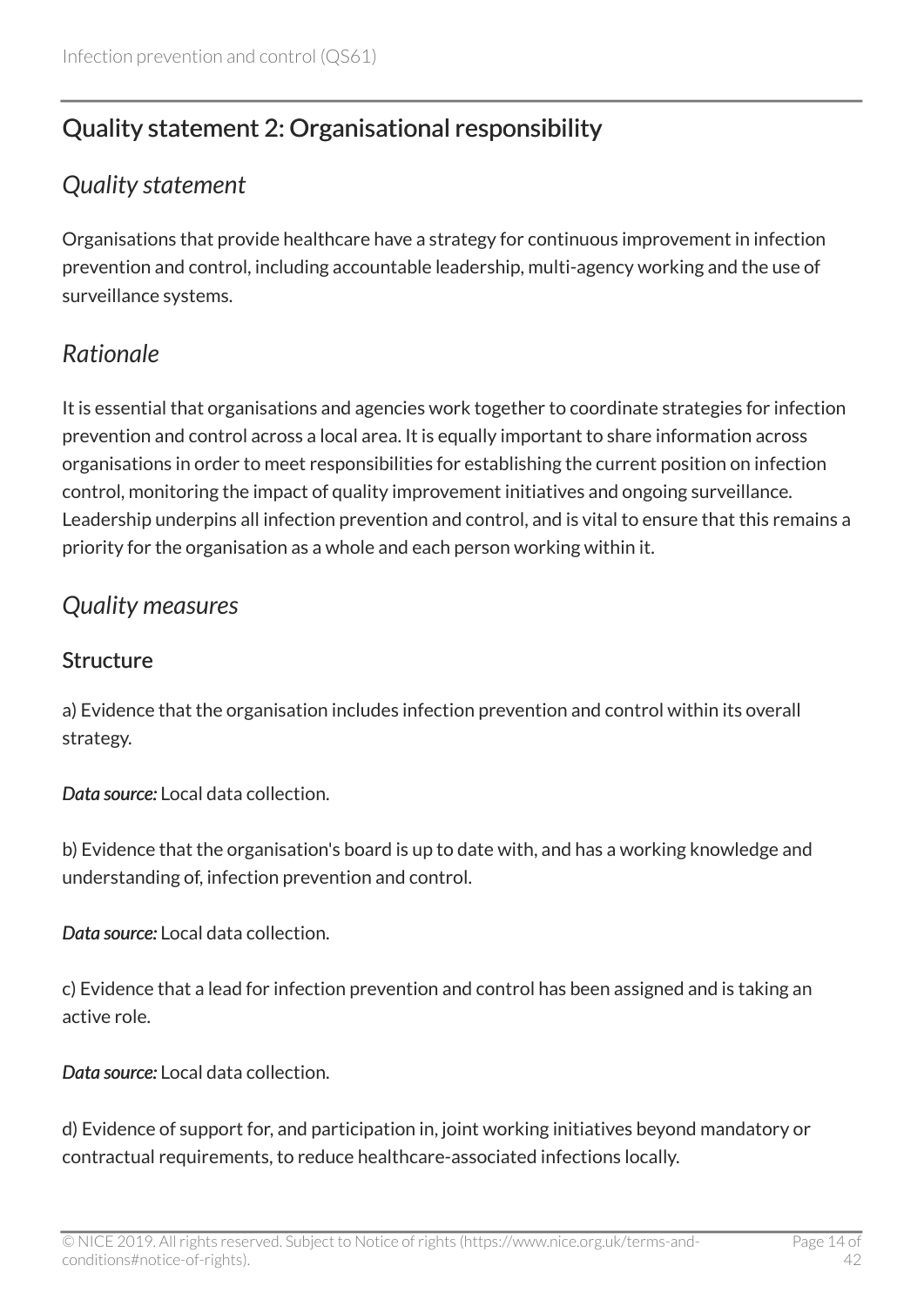## Quality statement 2: Organisational responsibility

### *Quality statement*

Organisations that provide healthcare have a strategy for continuous improvement in infection prevention and control, including accountable leadership, multi-agency working and the use of surveillance systems.

### *Rationale*

It is essential that organisations and agencies work together to coordinate strategies for infection prevention and control across a local area. It is equally important to share information across organisations in order to meet responsibilities for establishing the current position on infection control, monitoring the impact of quality improvement initiatives and ongoing surveillance. Leadership underpins all infection prevention and control, and is vital to ensure that this remains a priority for the organisation as a whole and each person working within it.

### *Quality measures*

#### Structure

a) Evidence that the organisation includes infection prevention and control within its overall strategy.

***Data source:*** Local data collection.

b) Evidence that the organisation's board is up to date with, and has a working knowledge and understanding of, infection prevention and control.

***Data source:*** Local data collection.

c) Evidence that a lead for infection prevention and control has been assigned and is taking an active role.

***Data source:*** Local data collection.

d) Evidence of support for, and participation in, joint working initiatives beyond mandatory or contractual requirements, to reduce healthcare-associated infections locally.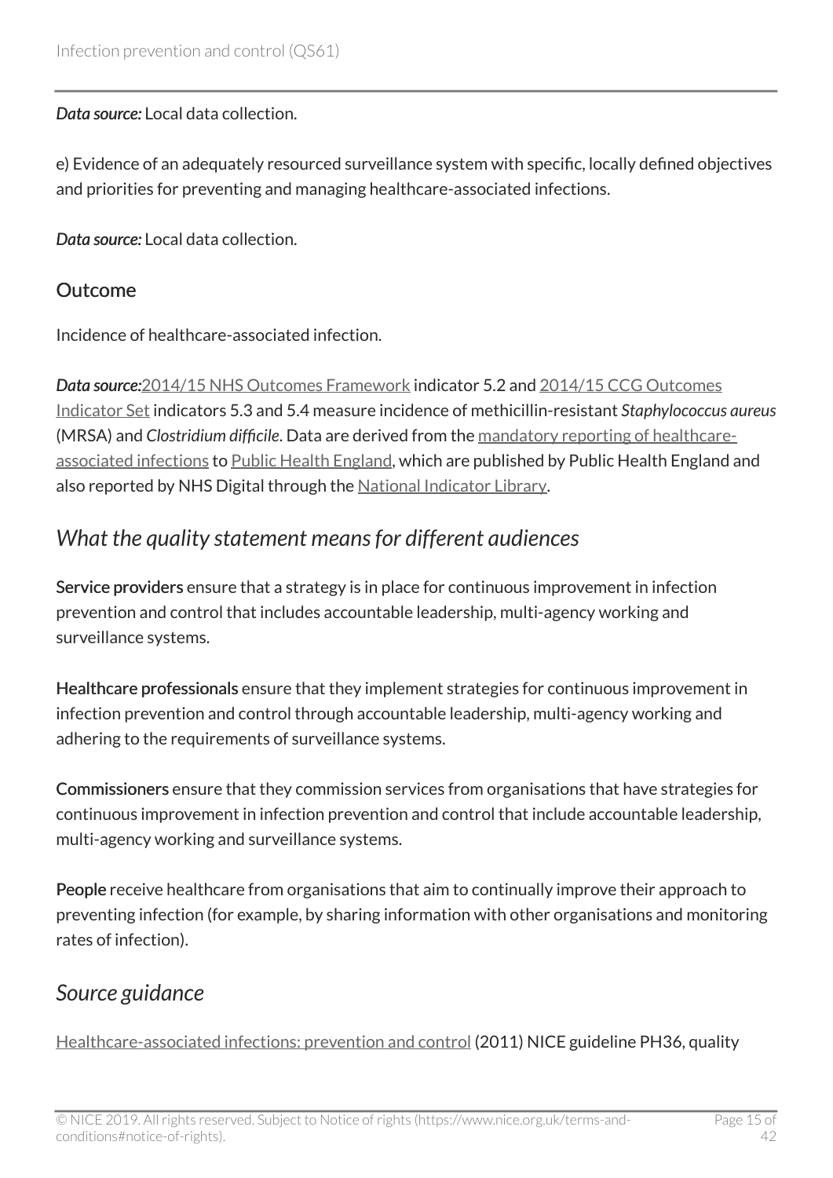*Data source:* Local data collection.

e) Evidence of an adequately resourced surveillance system with specific, locally defined objectives and priorities for preventing and managing healthcare-associated infections.

*Data source:* Local data collection.

### Outcome

Incidence of healthcare-associated infection.

*Data source:*2014/15 NHS Outcomes Framework indicator 5.2 and 2014/15 CCG Outcomes Indicator Set indicators 5.3 and 5.4 measure incidence of methicillin-resistant *Staphylococcus aureus* (MRSA) and *Clostridium difficile*. Data are derived from the mandatory reporting of healthcare-associated infections to Public Health England, which are published by Public Health England and also reported by NHS Digital through the National Indicator Library.

## *What the quality statement means for different audiences*

**Service providers** ensure that a strategy is in place for continuous improvement in infection prevention and control that includes accountable leadership, multi-agency working and surveillance systems.

**Healthcare professionals** ensure that they implement strategies for continuous improvement in infection prevention and control through accountable leadership, multi-agency working and adhering to the requirements of surveillance systems.

**Commissioners** ensure that they commission services from organisations that have strategies for continuous improvement in infection prevention and control that include accountable leadership, multi-agency working and surveillance systems.

**People** receive healthcare from organisations that aim to continually improve their approach to preventing infection (for example, by sharing information with other organisations and monitoring rates of infection).

## *Source guidance*

Healthcare-associated infections: prevention and control (2011) NICE guideline PH36, quality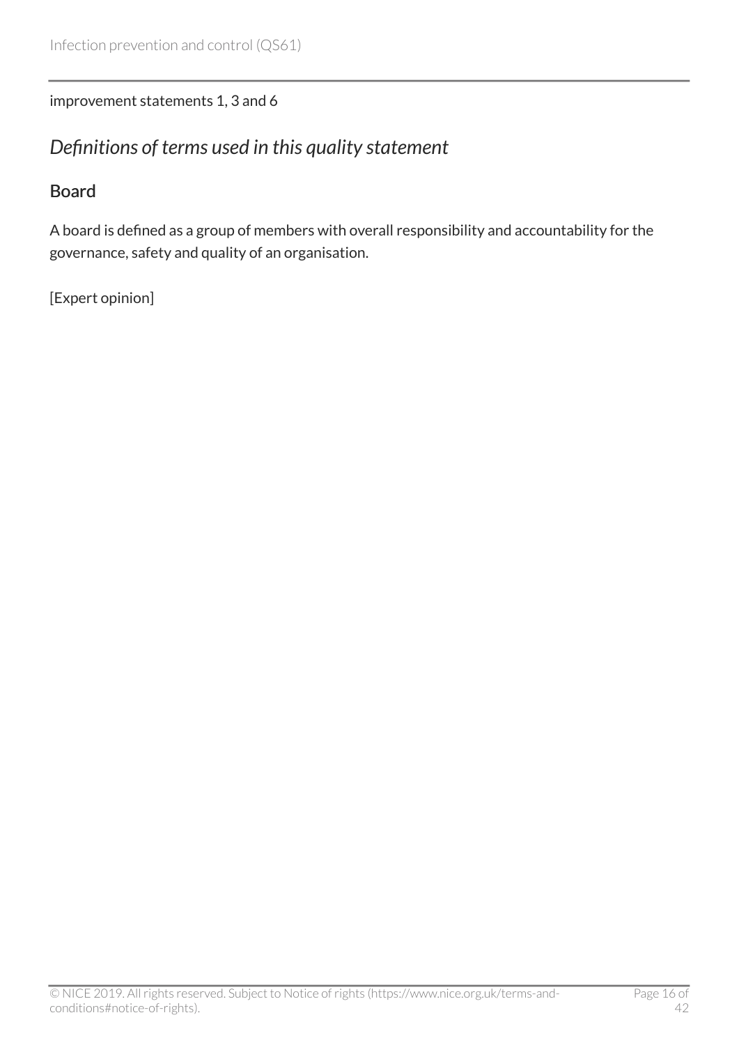improvement statements 1, 3 and 6

### *Definitions of terms used in this quality statement*

#### Board

A board is defined as a group of members with overall responsibility and accountability for the governance, safety and quality of an organisation.

[Expert opinion]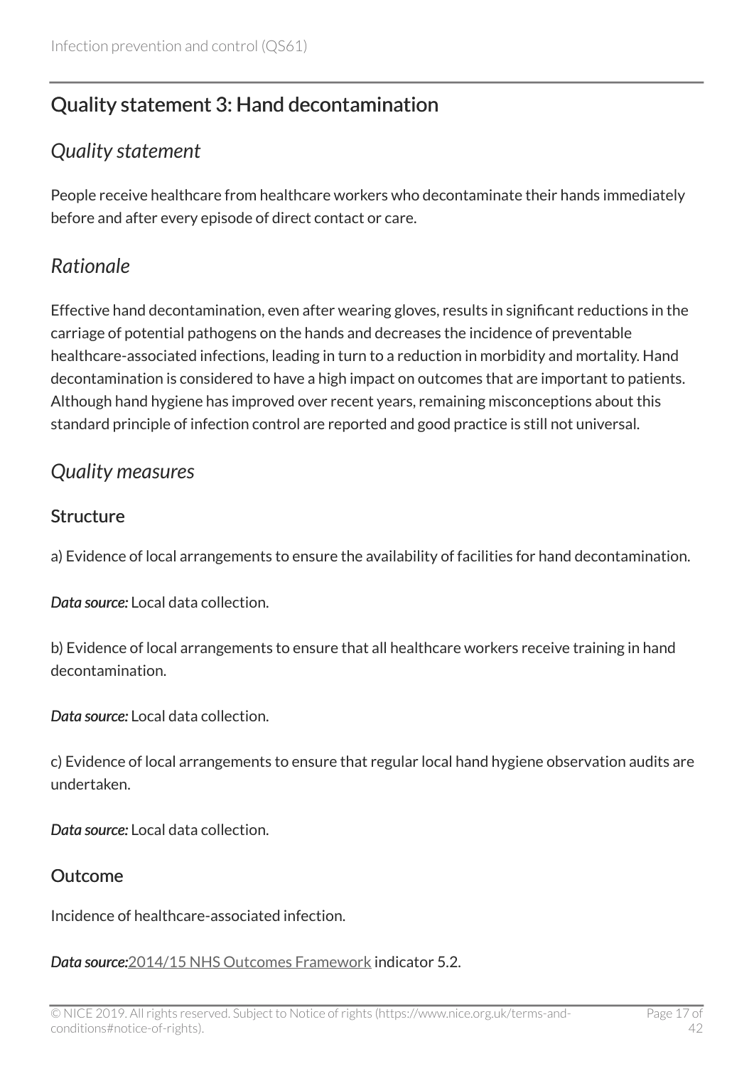## Quality statement 3: Hand decontamination

### *Quality statement*

People receive healthcare from healthcare workers who decontaminate their hands immediately before and after every episode of direct contact or care.

### *Rationale*

Effective hand decontamination, even after wearing gloves, results in significant reductions in the carriage of potential pathogens on the hands and decreases the incidence of preventable healthcare-associated infections, leading in turn to a reduction in morbidity and mortality. Hand decontamination is considered to have a high impact on outcomes that are important to patients. Although hand hygiene has improved over recent years, remaining misconceptions about this standard principle of infection control are reported and good practice is still not universal.

### *Quality measures*

#### Structure

a) Evidence of local arrangements to ensure the availability of facilities for hand decontamination.

***Data source:*** Local data collection.

b) Evidence of local arrangements to ensure that all healthcare workers receive training in hand decontamination.

***Data source:*** Local data collection.

c) Evidence of local arrangements to ensure that regular local hand hygiene observation audits are undertaken.

***Data source:*** Local data collection.

#### Outcome

Incidence of healthcare-associated infection.

***Data source:***2014/15 NHS Outcomes Framework indicator 5.2.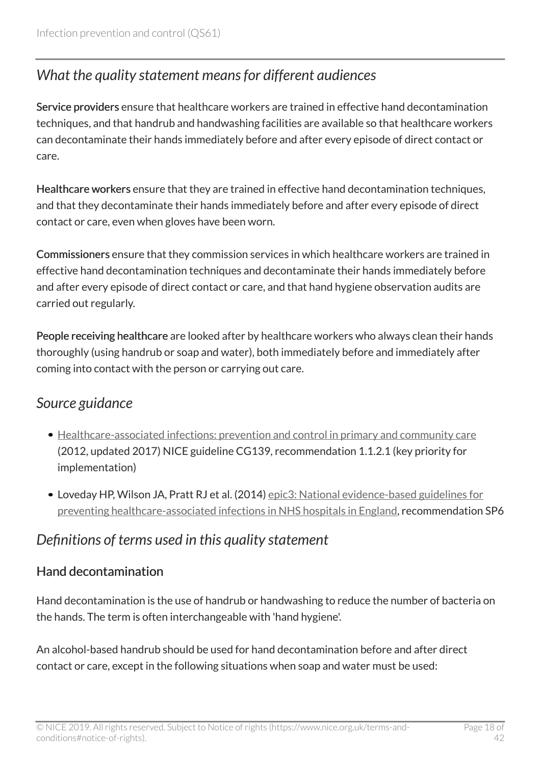## *What the quality statement means for different audiences*

**Service providers** ensure that healthcare workers are trained in effective hand decontamination techniques, and that handrub and handwashing facilities are available so that healthcare workers can decontaminate their hands immediately before and after every episode of direct contact or care.

**Healthcare workers** ensure that they are trained in effective hand decontamination techniques, and that they decontaminate their hands immediately before and after every episode of direct contact or care, even when gloves have been worn.

**Commissioners** ensure that they commission services in which healthcare workers are trained in effective hand decontamination techniques and decontaminate their hands immediately before and after every episode of direct contact or care, and that hand hygiene observation audits are carried out regularly.

**People receiving healthcare** are looked after by healthcare workers who always clean their hands thoroughly (using handrub or soap and water), both immediately before and immediately after coming into contact with the person or carrying out care.

## *Source guidance*

- Healthcare-associated infections: prevention and control in primary and community care (2012, updated 2017) NICE guideline CG139, recommendation 1.1.2.1 (key priority for implementation)
- Loveday HP, Wilson JA, Pratt RJ et al. (2014) epic3: National evidence-based guidelines for preventing healthcare-associated infections in NHS hospitals in England, recommendation SP6

## *Definitions of terms used in this quality statement*

### Hand decontamination

Hand decontamination is the use of handrub or handwashing to reduce the number of bacteria on the hands. The term is often interchangeable with 'hand hygiene'.

An alcohol-based handrub should be used for hand decontamination before and after direct contact or care, except in the following situations when soap and water must be used: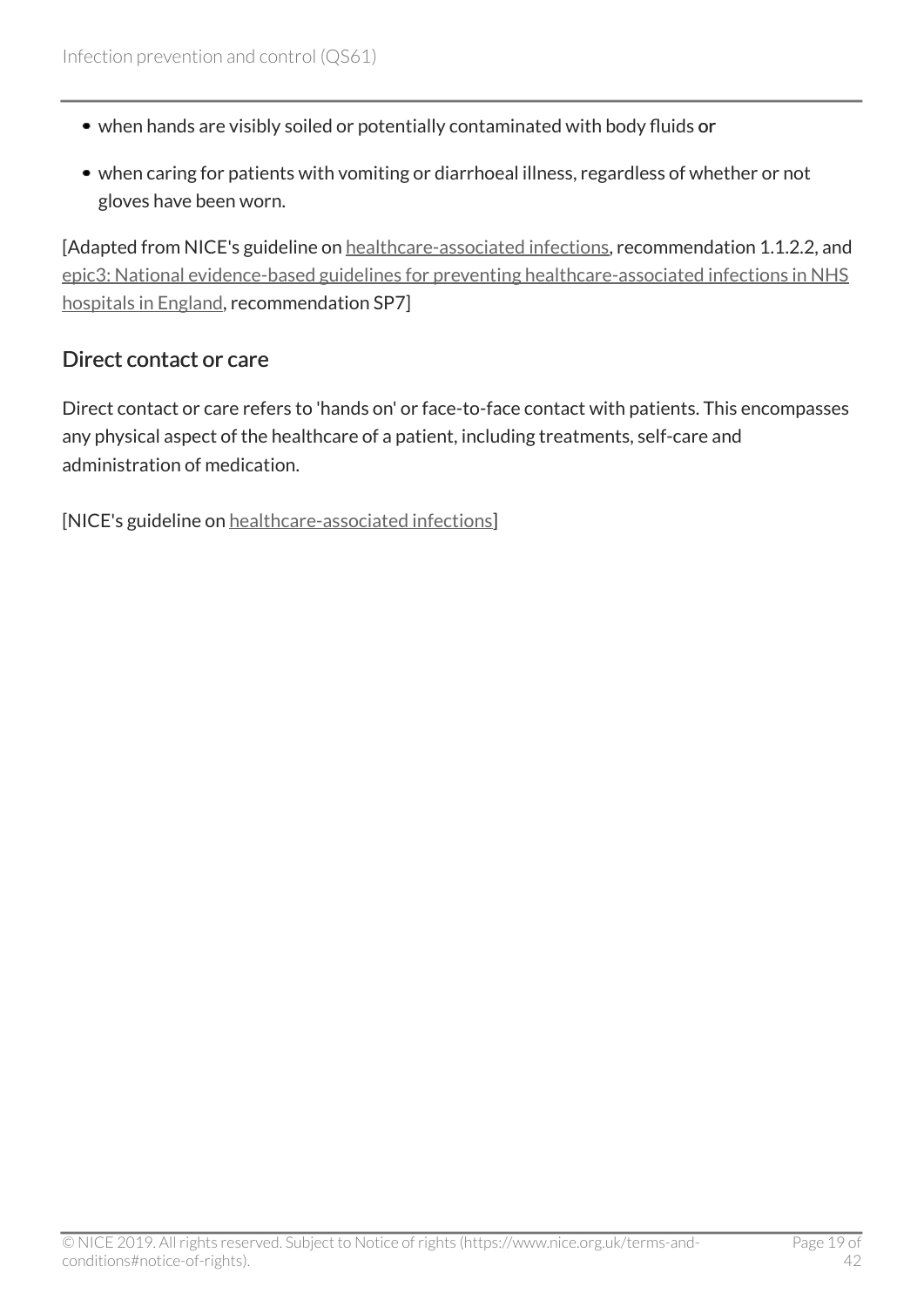- when hands are visibly soiled or potentially contaminated with body fluids **or**
- when caring for patients with vomiting or diarrhoeal illness, regardless of whether or not gloves have been worn.

[Adapted from NICE's guideline on healthcare-associated infections, recommendation 1.1.2.2, and epic3: National evidence-based guidelines for preventing healthcare-associated infections in NHS hospitals in England, recommendation SP7]

## Direct contact or care

Direct contact or care refers to 'hands on' or face-to-face contact with patients. This encompasses any physical aspect of the healthcare of a patient, including treatments, self-care and administration of medication.

[NICE's guideline on healthcare-associated infections]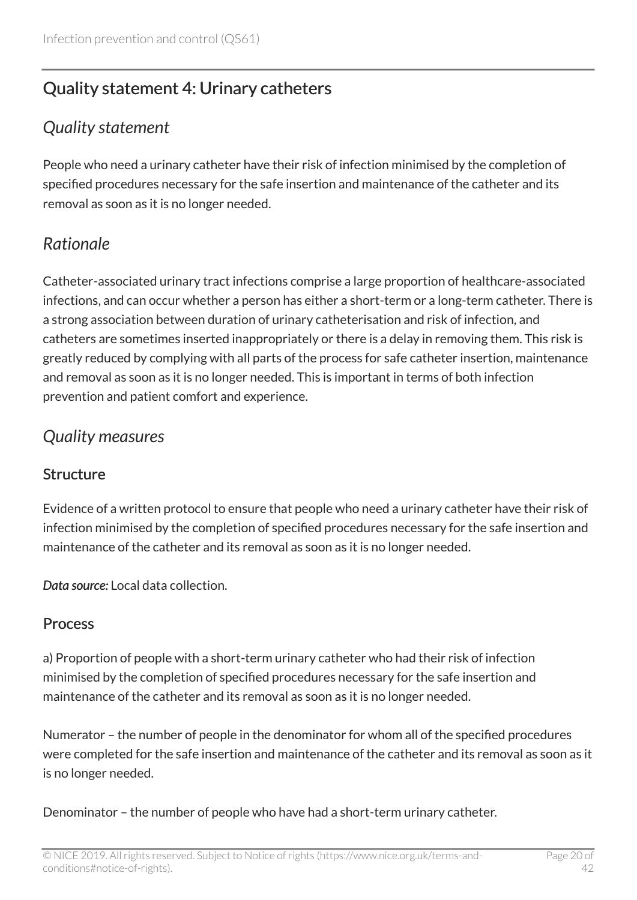## Quality statement 4: Urinary catheters

### Quality statement

People who need a urinary catheter have their risk of infection minimised by the completion of specified procedures necessary for the safe insertion and maintenance of the catheter and its removal as soon as it is no longer needed.

### Rationale

Catheter-associated urinary tract infections comprise a large proportion of healthcare-associated infections, and can occur whether a person has either a short-term or a long-term catheter. There is a strong association between duration of urinary catheterisation and risk of infection, and catheters are sometimes inserted inappropriately or there is a delay in removing them. This risk is greatly reduced by complying with all parts of the process for safe catheter insertion, maintenance and removal as soon as it is no longer needed. This is important in terms of both infection prevention and patient comfort and experience.

### Quality measures

#### Structure

Evidence of a written protocol to ensure that people who need a urinary catheter have their risk of infection minimised by the completion of specified procedures necessary for the safe insertion and maintenance of the catheter and its removal as soon as it is no longer needed.

***Data source:*** Local data collection.

#### Process

a) Proportion of people with a short-term urinary catheter who had their risk of infection minimised by the completion of specified procedures necessary for the safe insertion and maintenance of the catheter and its removal as soon as it is no longer needed.

Numerator – the number of people in the denominator for whom all of the specified procedures were completed for the safe insertion and maintenance of the catheter and its removal as soon as it is no longer needed.

Denominator – the number of people who have had a short-term urinary catheter.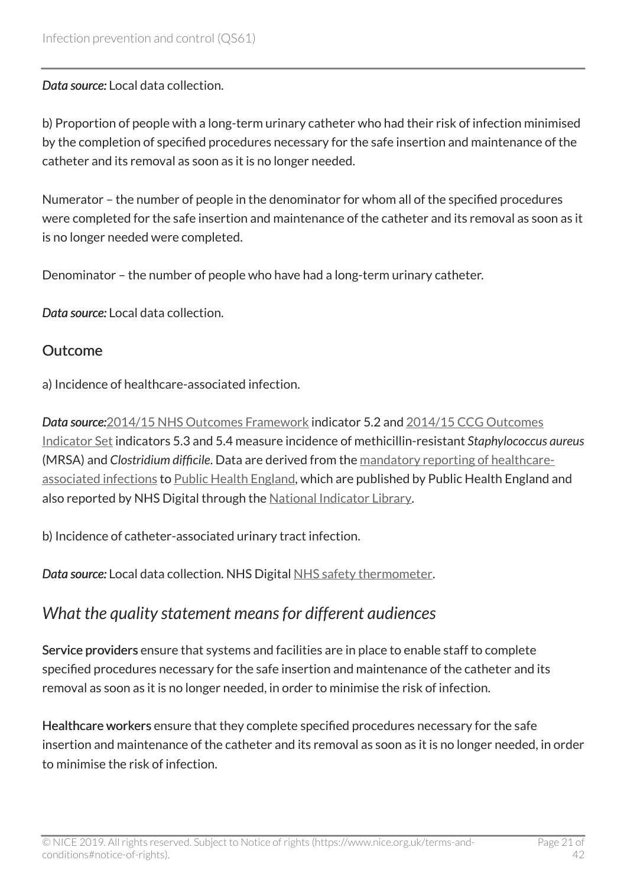*Data source:* Local data collection.

b) Proportion of people with a long-term urinary catheter who had their risk of infection minimised by the completion of specified procedures necessary for the safe insertion and maintenance of the catheter and its removal as soon as it is no longer needed.

Numerator – the number of people in the denominator for whom all of the specified procedures were completed for the safe insertion and maintenance of the catheter and its removal as soon as it is no longer needed were completed.

Denominator – the number of people who have had a long-term urinary catheter.

*Data source:* Local data collection.

### Outcome

a) Incidence of healthcare-associated infection.

*Data source:* 2014/15 NHS Outcomes Framework indicator 5.2 and 2014/15 CCG Outcomes Indicator Set indicators 5.3 and 5.4 measure incidence of methicillin-resistant *Staphylococcus aureus* (MRSA) and *Clostridium difficile*. Data are derived from the mandatory reporting of healthcare-associated infections to Public Health England, which are published by Public Health England and also reported by NHS Digital through the National Indicator Library.

b) Incidence of catheter-associated urinary tract infection.

*Data source:* Local data collection. NHS Digital NHS safety thermometer.

## *What the quality statement means for different audiences*

**Service providers** ensure that systems and facilities are in place to enable staff to complete specified procedures necessary for the safe insertion and maintenance of the catheter and its removal as soon as it is no longer needed, in order to minimise the risk of infection.

**Healthcare workers** ensure that they complete specified procedures necessary for the safe insertion and maintenance of the catheter and its removal as soon as it is no longer needed, in order to minimise the risk of infection.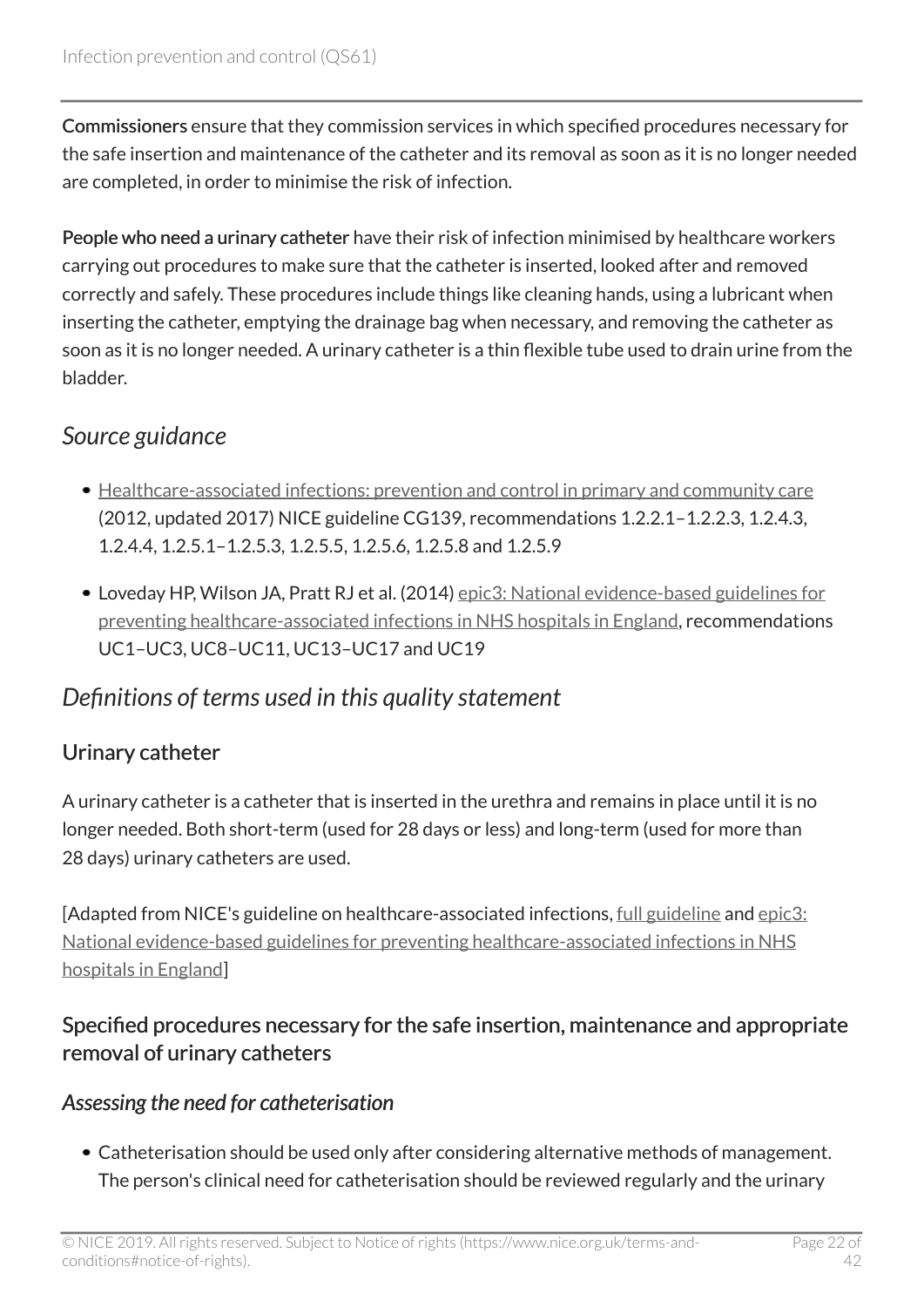**Commissioners** ensure that they commission services in which specified procedures necessary for the safe insertion and maintenance of the catheter and its removal as soon as it is no longer needed are completed, in order to minimise the risk of infection.

**People who need a urinary catheter** have their risk of infection minimised by healthcare workers carrying out procedures to make sure that the catheter is inserted, looked after and removed correctly and safely. These procedures include things like cleaning hands, using a lubricant when inserting the catheter, emptying the drainage bag when necessary, and removing the catheter as soon as it is no longer needed. A urinary catheter is a thin flexible tube used to drain urine from the bladder.

## *Source guidance*

- Healthcare-associated infections: prevention and control in primary and community care (2012, updated 2017) NICE guideline CG139, recommendations 1.2.2.1–1.2.2.3, 1.2.4.3, 1.2.4.4, 1.2.5.1–1.2.5.3, 1.2.5.5, 1.2.5.6, 1.2.5.8 and 1.2.5.9
- Loveday HP, Wilson JA, Pratt RJ et al. (2014) epic3: National evidence-based guidelines for preventing healthcare-associated infections in NHS hospitals in England, recommendations UC1–UC3, UC8–UC11, UC13–UC17 and UC19

## *Definitions of terms used in this quality statement*

### Urinary catheter

A urinary catheter is a catheter that is inserted in the urethra and remains in place until it is no longer needed. Both short-term (used for 28 days or less) and long-term (used for more than 28 days) urinary catheters are used.

[Adapted from NICE's guideline on healthcare-associated infections, full guideline and epic3: National evidence-based guidelines for preventing healthcare-associated infections in NHS hospitals in England]

### Specified procedures necessary for the safe insertion, maintenance and appropriate removal of urinary catheters

#### *Assessing the need for catheterisation*

- Catheterisation should be used only after considering alternative methods of management. The person's clinical need for catheterisation should be reviewed regularly and the urinary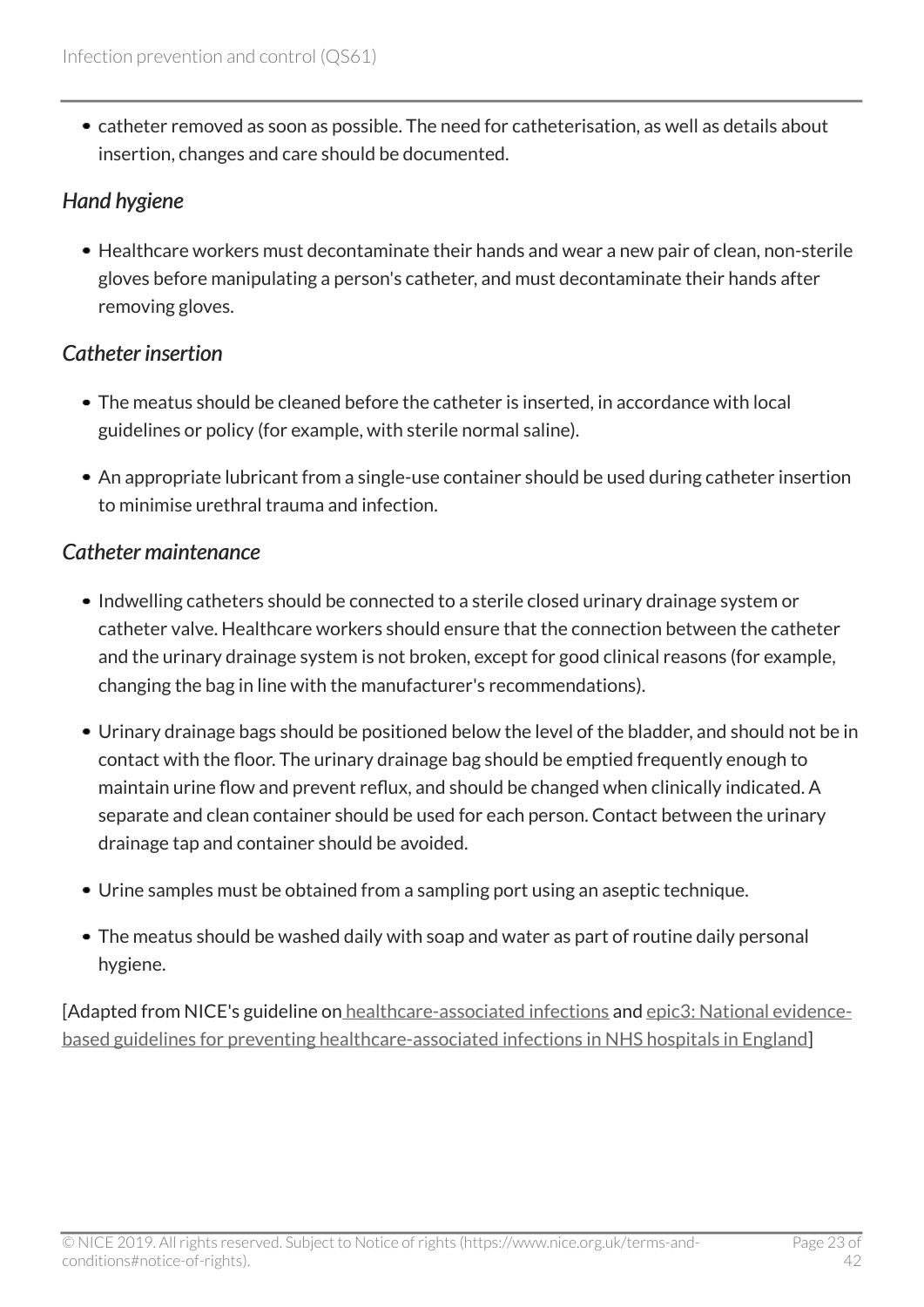- catheter removed as soon as possible. The need for catheterisation, as well as details about insertion, changes and care should be documented.

### *Hand hygiene*

- Healthcare workers must decontaminate their hands and wear a new pair of clean, non-sterile gloves before manipulating a person's catheter, and must decontaminate their hands after removing gloves.

### *Catheter insertion*

- The meatus should be cleaned before the catheter is inserted, in accordance with local guidelines or policy (for example, with sterile normal saline).
- An appropriate lubricant from a single-use container should be used during catheter insertion to minimise urethral trauma and infection.

### *Catheter maintenance*

- Indwelling catheters should be connected to a sterile closed urinary drainage system or catheter valve. Healthcare workers should ensure that the connection between the catheter and the urinary drainage system is not broken, except for good clinical reasons (for example, changing the bag in line with the manufacturer's recommendations).
- Urinary drainage bags should be positioned below the level of the bladder, and should not be in contact with the floor. The urinary drainage bag should be emptied frequently enough to maintain urine flow and prevent reflux, and should be changed when clinically indicated. A separate and clean container should be used for each person. Contact between the urinary drainage tap and container should be avoided.
- Urine samples must be obtained from a sampling port using an aseptic technique.
- The meatus should be washed daily with soap and water as part of routine daily personal hygiene.

[Adapted from NICE's guideline on healthcare-associated infections and epic3: National evidence-based guidelines for preventing healthcare-associated infections in NHS hospitals in England]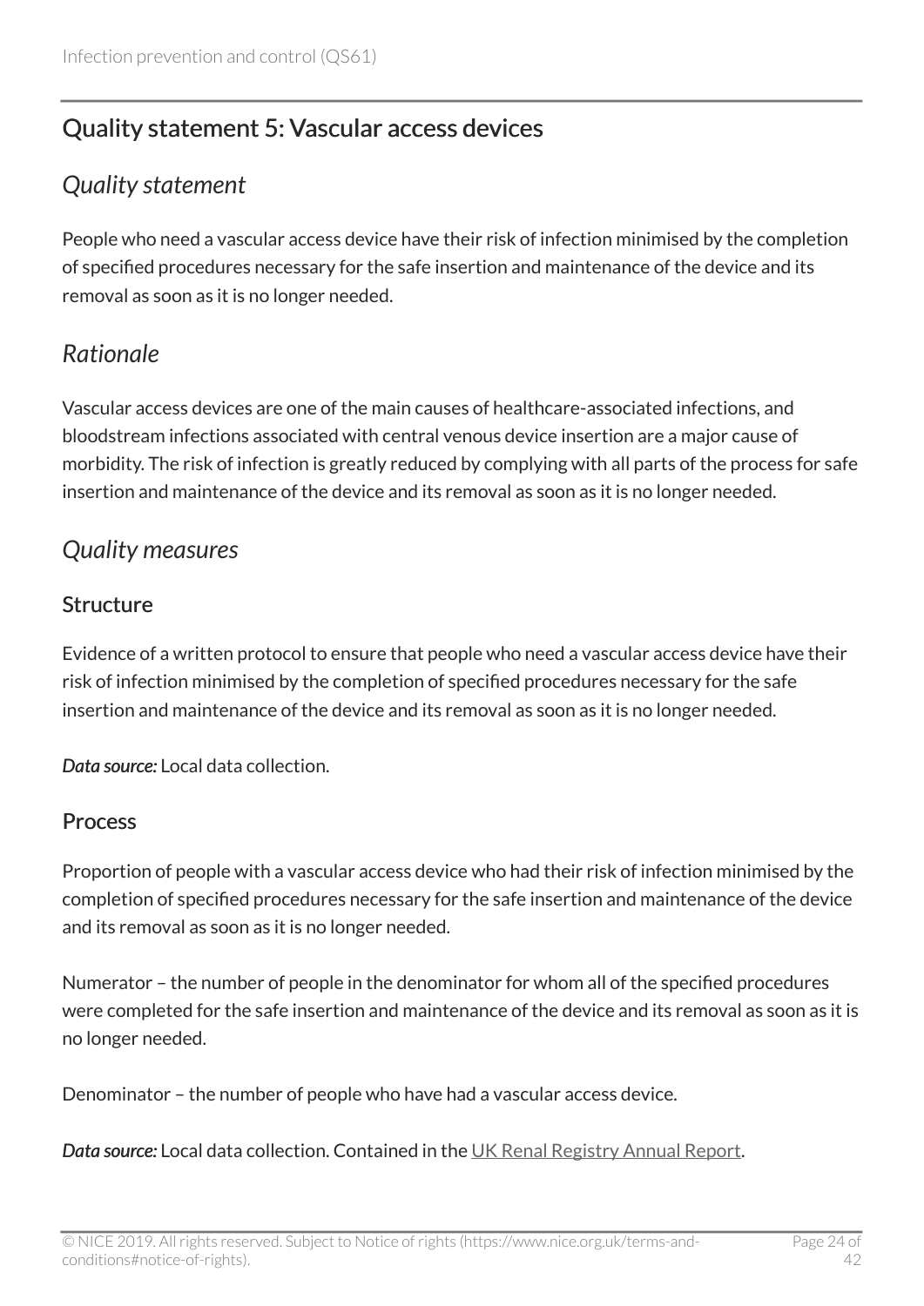## Quality statement 5: Vascular access devices

### *Quality statement*

People who need a vascular access device have their risk of infection minimised by the completion of specified procedures necessary for the safe insertion and maintenance of the device and its removal as soon as it is no longer needed.

### *Rationale*

Vascular access devices are one of the main causes of healthcare-associated infections, and bloodstream infections associated with central venous device insertion are a major cause of morbidity. The risk of infection is greatly reduced by complying with all parts of the process for safe insertion and maintenance of the device and its removal as soon as it is no longer needed.

### *Quality measures*

#### Structure

Evidence of a written protocol to ensure that people who need a vascular access device have their risk of infection minimised by the completion of specified procedures necessary for the safe insertion and maintenance of the device and its removal as soon as it is no longer needed.

***Data source:*** Local data collection.

#### Process

Proportion of people with a vascular access device who had their risk of infection minimised by the completion of specified procedures necessary for the safe insertion and maintenance of the device and its removal as soon as it is no longer needed.

Numerator – the number of people in the denominator for whom all of the specified procedures were completed for the safe insertion and maintenance of the device and its removal as soon as it is no longer needed.

Denominator – the number of people who have had a vascular access device.

***Data source:*** Local data collection. Contained in the UK Renal Registry Annual Report.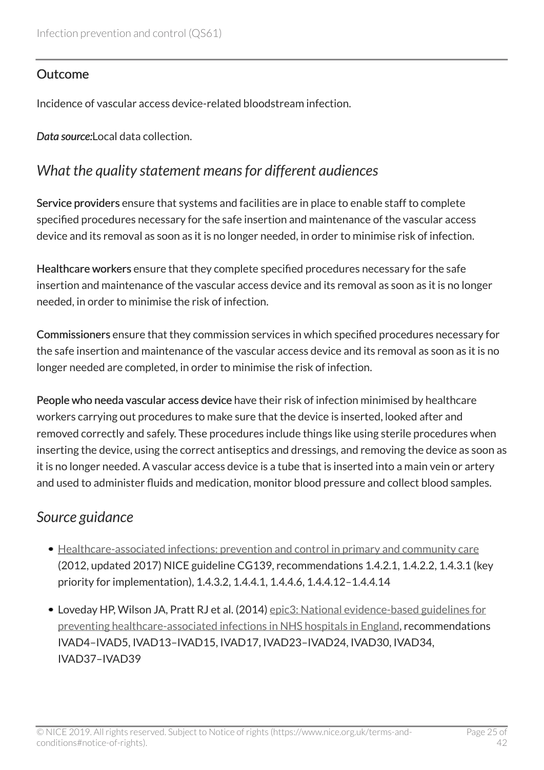### Outcome

Incidence of vascular access device-related bloodstream infection.

*Data source:*Local data collection.

## *What the quality statement means for different audiences*

**Service providers** ensure that systems and facilities are in place to enable staff to complete specified procedures necessary for the safe insertion and maintenance of the vascular access device and its removal as soon as it is no longer needed, in order to minimise risk of infection.

**Healthcare workers** ensure that they complete specified procedures necessary for the safe insertion and maintenance of the vascular access device and its removal as soon as it is no longer needed, in order to minimise the risk of infection.

**Commissioners** ensure that they commission services in which specified procedures necessary for the safe insertion and maintenance of the vascular access device and its removal as soon as it is no longer needed are completed, in order to minimise the risk of infection.

**People who needa vascular access device** have their risk of infection minimised by healthcare workers carrying out procedures to make sure that the device is inserted, looked after and removed correctly and safely. These procedures include things like using sterile procedures when inserting the device, using the correct antiseptics and dressings, and removing the device as soon as it is no longer needed. A vascular access device is a tube that is inserted into a main vein or artery and used to administer fluids and medication, monitor blood pressure and collect blood samples.

## *Source guidance*

- Healthcare-associated infections: prevention and control in primary and community care (2012, updated 2017) NICE guideline CG139, recommendations 1.4.2.1, 1.4.2.2, 1.4.3.1 (key priority for implementation), 1.4.3.2, 1.4.4.1, 1.4.4.6, 1.4.4.12–1.4.4.14
- Loveday HP, Wilson JA, Pratt RJ et al. (2014) epic3: National evidence-based guidelines for preventing healthcare-associated infections in NHS hospitals in England, recommendations IVAD4–IVAD5, IVAD13–IVAD15, IVAD17, IVAD23–IVAD24, IVAD30, IVAD34, IVAD37–IVAD39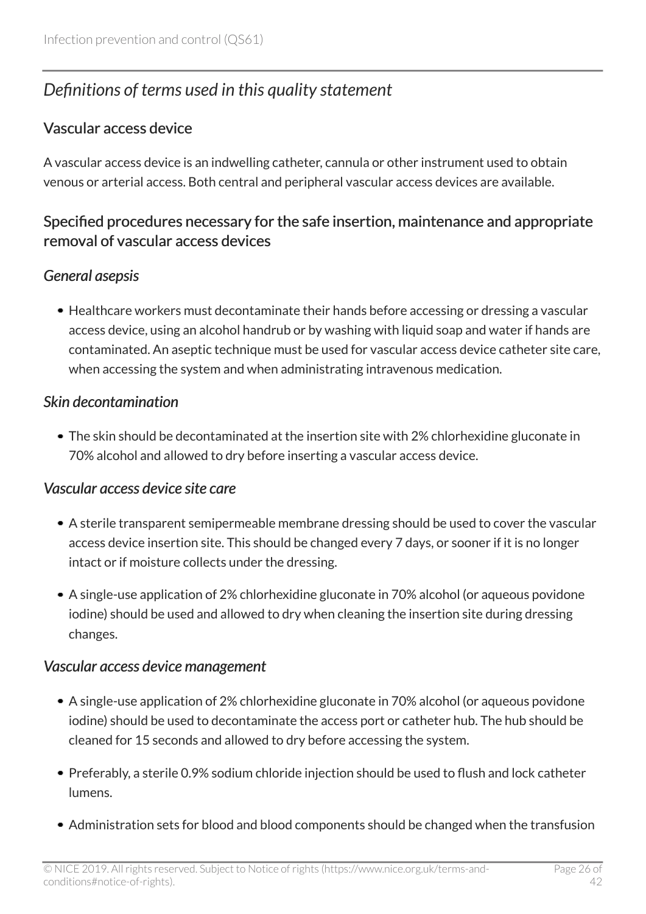## *Definitions of terms used in this quality statement*

### Vascular access device

A vascular access device is an indwelling catheter, cannula or other instrument used to obtain venous or arterial access. Both central and peripheral vascular access devices are available.

### Specified procedures necessary for the safe insertion, maintenance and appropriate removal of vascular access devices

#### *General asepsis*

- Healthcare workers must decontaminate their hands before accessing or dressing a vascular access device, using an alcohol handrub or by washing with liquid soap and water if hands are contaminated. An aseptic technique must be used for vascular access device catheter site care, when accessing the system and when administrating intravenous medication.

#### *Skin decontamination*

- The skin should be decontaminated at the insertion site with 2% chlorhexidine gluconate in 70% alcohol and allowed to dry before inserting a vascular access device.

#### *Vascular access device site care*

- A sterile transparent semipermeable membrane dressing should be used to cover the vascular access device insertion site. This should be changed every 7 days, or sooner if it is no longer intact or if moisture collects under the dressing.
- A single-use application of 2% chlorhexidine gluconate in 70% alcohol (or aqueous povidone iodine) should be used and allowed to dry when cleaning the insertion site during dressing changes.

#### *Vascular access device management*

- A single-use application of 2% chlorhexidine gluconate in 70% alcohol (or aqueous povidone iodine) should be used to decontaminate the access port or catheter hub. The hub should be cleaned for 15 seconds and allowed to dry before accessing the system.
- Preferably, a sterile 0.9% sodium chloride injection should be used to flush and lock catheter lumens.
- Administration sets for blood and blood components should be changed when the transfusion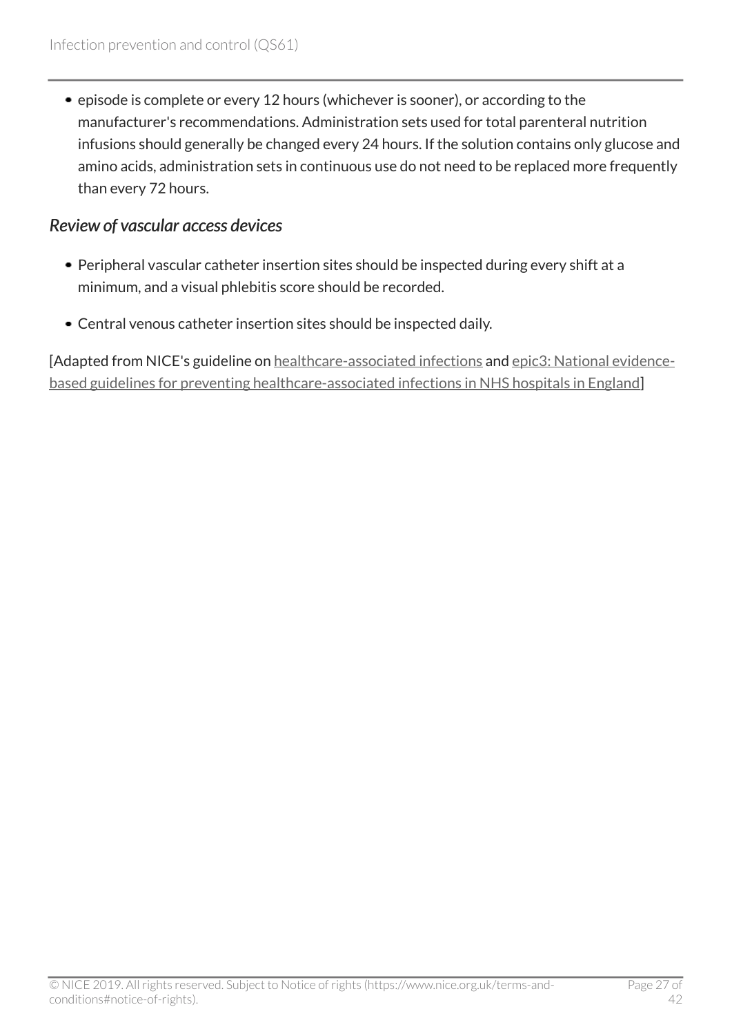- episode is complete or every 12 hours (whichever is sooner), or according to the manufacturer's recommendations. Administration sets used for total parenteral nutrition infusions should generally be changed every 24 hours. If the solution contains only glucose and amino acids, administration sets in continuous use do not need to be replaced more frequently than every 72 hours.

### *Review of vascular access devices*

- Peripheral vascular catheter insertion sites should be inspected during every shift at a minimum, and a visual phlebitis score should be recorded.
- Central venous catheter insertion sites should be inspected daily.

[Adapted from NICE's guideline on healthcare-associated infections and epic3: National evidence-based guidelines for preventing healthcare-associated infections in NHS hospitals in England]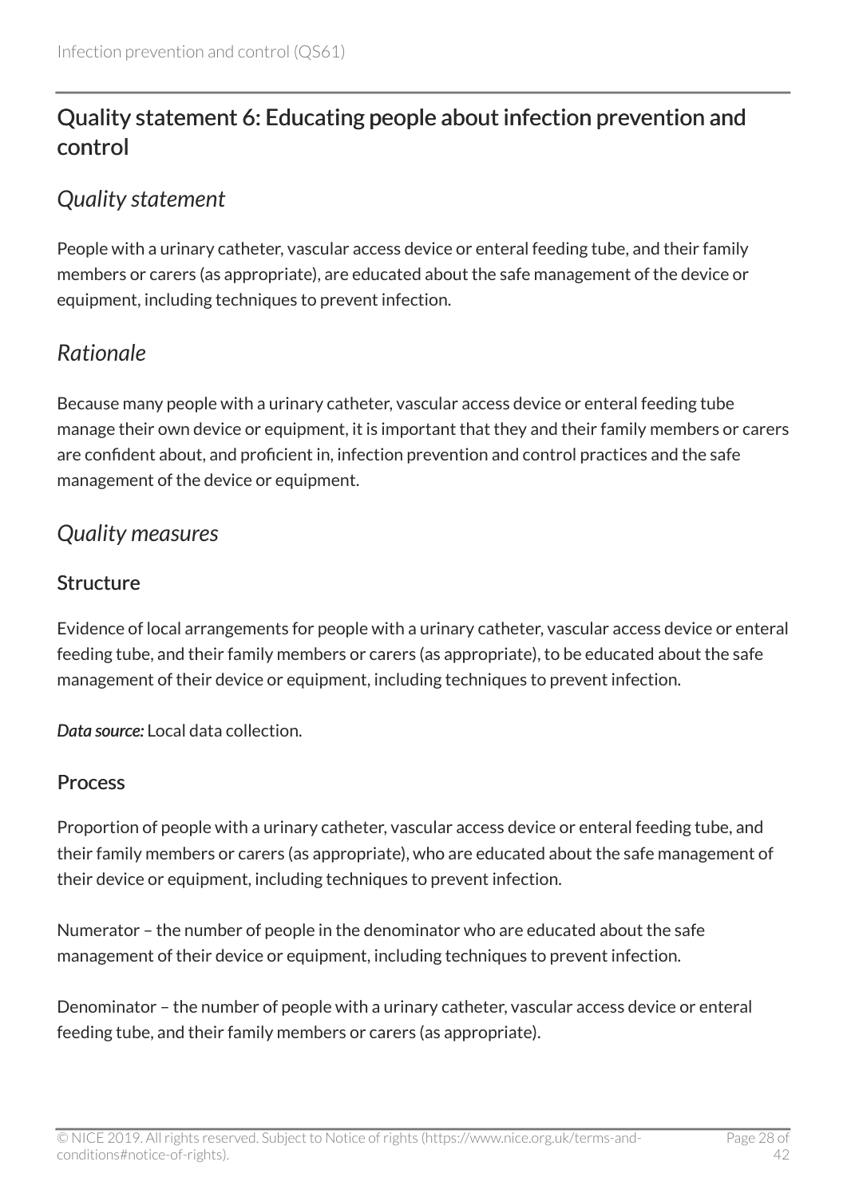## Quality statement 6: Educating people about infection prevention and control

### *Quality statement*

People with a urinary catheter, vascular access device or enteral feeding tube, and their family members or carers (as appropriate), are educated about the safe management of the device or equipment, including techniques to prevent infection.

### *Rationale*

Because many people with a urinary catheter, vascular access device or enteral feeding tube manage their own device or equipment, it is important that they and their family members or carers are confident about, and proficient in, infection prevention and control practices and the safe management of the device or equipment.

### *Quality measures*

#### Structure

Evidence of local arrangements for people with a urinary catheter, vascular access device or enteral feeding tube, and their family members or carers (as appropriate), to be educated about the safe management of their device or equipment, including techniques to prevent infection.

***Data source:*** Local data collection.

#### Process

Proportion of people with a urinary catheter, vascular access device or enteral feeding tube, and their family members or carers (as appropriate), who are educated about the safe management of their device or equipment, including techniques to prevent infection.

Numerator – the number of people in the denominator who are educated about the safe management of their device or equipment, including techniques to prevent infection.

Denominator – the number of people with a urinary catheter, vascular access device or enteral feeding tube, and their family members or carers (as appropriate).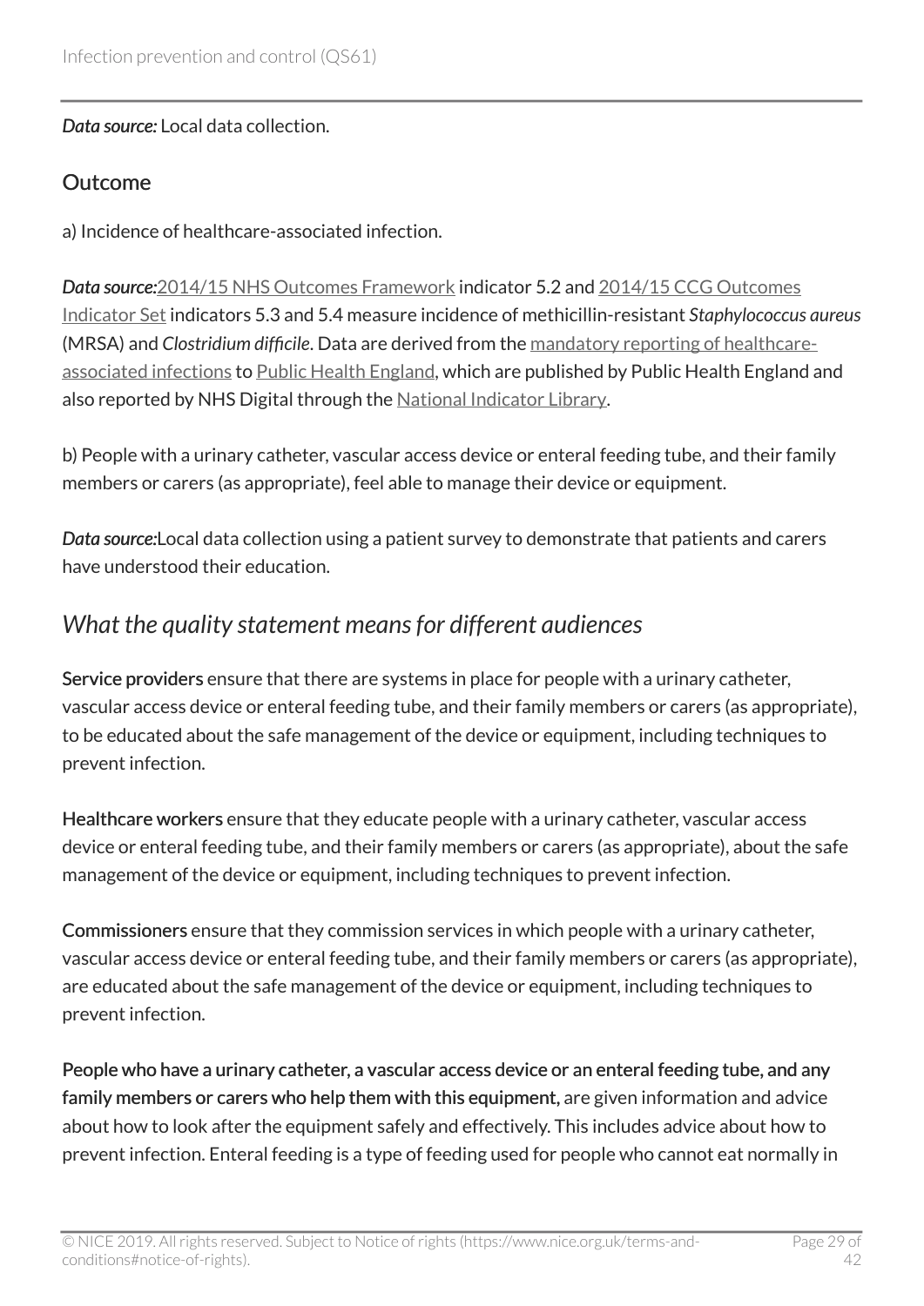*Data source:* Local data collection.

### Outcome

a) Incidence of healthcare-associated infection.

*Data source:*2014/15 NHS Outcomes Framework indicator 5.2 and 2014/15 CCG Outcomes Indicator Set indicators 5.3 and 5.4 measure incidence of methicillin-resistant *Staphylococcus aureus* (MRSA) and *Clostridium difficile*. Data are derived from the mandatory reporting of healthcare-associated infections to Public Health England, which are published by Public Health England and also reported by NHS Digital through the National Indicator Library.

b) People with a urinary catheter, vascular access device or enteral feeding tube, and their family members or carers (as appropriate), feel able to manage their device or equipment.

*Data source:*Local data collection using a patient survey to demonstrate that patients and carers have understood their education.

## *What the quality statement means for different audiences*

**Service providers** ensure that there are systems in place for people with a urinary catheter, vascular access device or enteral feeding tube, and their family members or carers (as appropriate), to be educated about the safe management of the device or equipment, including techniques to prevent infection.

**Healthcare workers** ensure that they educate people with a urinary catheter, vascular access device or enteral feeding tube, and their family members or carers (as appropriate), about the safe management of the device or equipment, including techniques to prevent infection.

**Commissioners** ensure that they commission services in which people with a urinary catheter, vascular access device or enteral feeding tube, and their family members or carers (as appropriate), are educated about the safe management of the device or equipment, including techniques to prevent infection.

**People who have a urinary catheter, a vascular access device or an enteral feeding tube, and any family members or carers who help them with this equipment,** are given information and advice about how to look after the equipment safely and effectively. This includes advice about how to prevent infection. Enteral feeding is a type of feeding used for people who cannot eat normally in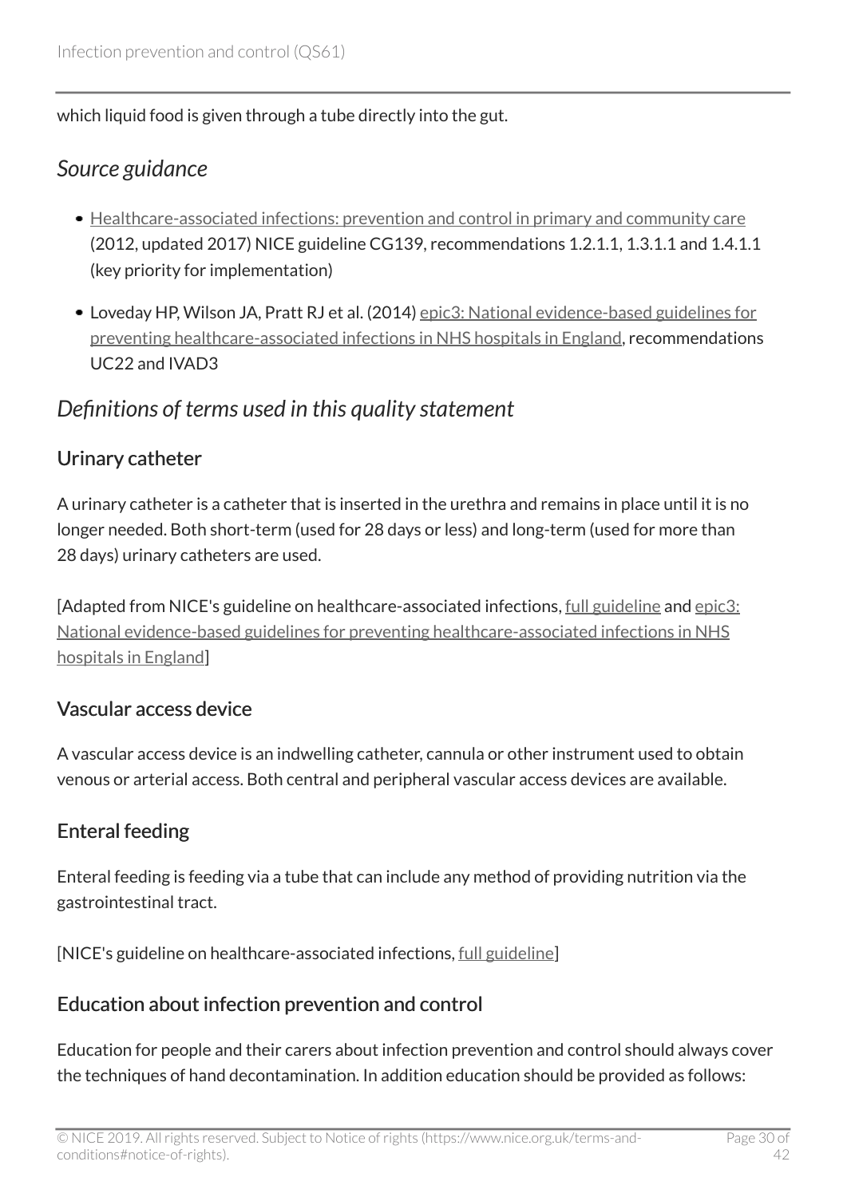which liquid food is given through a tube directly into the gut.

## *Source guidance*

- Healthcare-associated infections: prevention and control in primary and community care (2012, updated 2017) NICE guideline CG139, recommendations 1.2.1.1, 1.3.1.1 and 1.4.1.1 (key priority for implementation)
- Loveday HP, Wilson JA, Pratt RJ et al. (2014) epic3: National evidence-based guidelines for preventing healthcare-associated infections in NHS hospitals in England, recommendations UC22 and IVAD3

## *Definitions of terms used in this quality statement*

### Urinary catheter

A urinary catheter is a catheter that is inserted in the urethra and remains in place until it is no longer needed. Both short-term (used for 28 days or less) and long-term (used for more than 28 days) urinary catheters are used.

[Adapted from NICE's guideline on healthcare-associated infections, full guideline and epic3: National evidence-based guidelines for preventing healthcare-associated infections in NHS hospitals in England]

### Vascular access device

A vascular access device is an indwelling catheter, cannula or other instrument used to obtain venous or arterial access. Both central and peripheral vascular access devices are available.

### Enteral feeding

Enteral feeding is feeding via a tube that can include any method of providing nutrition via the gastrointestinal tract.

[NICE's guideline on healthcare-associated infections, full guideline]

### Education about infection prevention and control

Education for people and their carers about infection prevention and control should always cover the techniques of hand decontamination. In addition education should be provided as follows: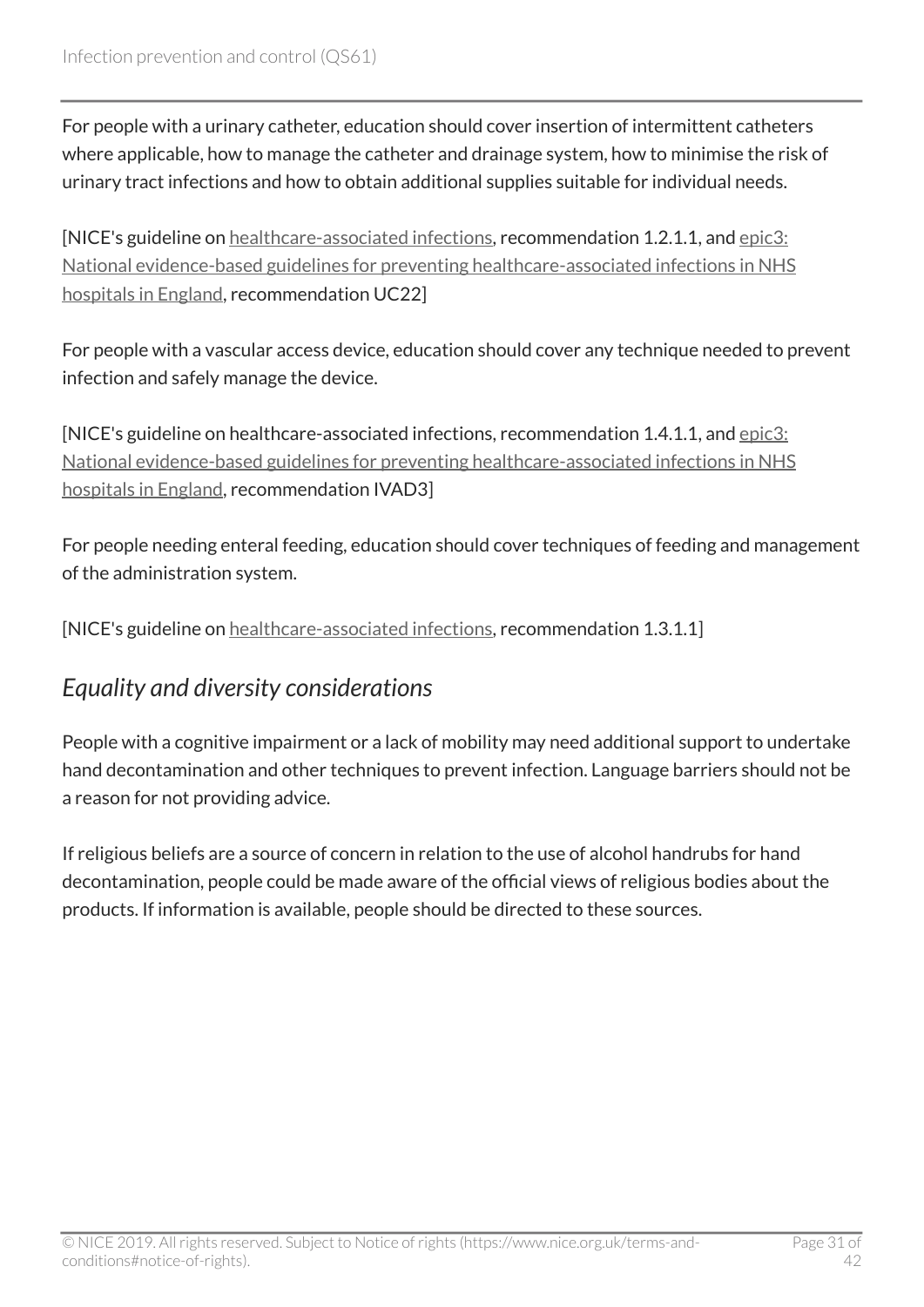For people with a urinary catheter, education should cover insertion of intermittent catheters where applicable, how to manage the catheter and drainage system, how to minimise the risk of urinary tract infections and how to obtain additional supplies suitable for individual needs.

[NICE's guideline on healthcare-associated infections, recommendation 1.2.1.1, and epic3: National evidence-based guidelines for preventing healthcare-associated infections in NHS hospitals in England, recommendation UC22]

For people with a vascular access device, education should cover any technique needed to prevent infection and safely manage the device.

[NICE's guideline on healthcare-associated infections, recommendation 1.4.1.1, and epic3: National evidence-based guidelines for preventing healthcare-associated infections in NHS hospitals in England, recommendation IVAD3]

For people needing enteral feeding, education should cover techniques of feeding and management of the administration system.

[NICE's guideline on healthcare-associated infections, recommendation 1.3.1.1]

### *Equality and diversity considerations*

People with a cognitive impairment or a lack of mobility may need additional support to undertake hand decontamination and other techniques to prevent infection. Language barriers should not be a reason for not providing advice.

If religious beliefs are a source of concern in relation to the use of alcohol handrubs for hand decontamination, people could be made aware of the official views of religious bodies about the products. If information is available, people should be directed to these sources.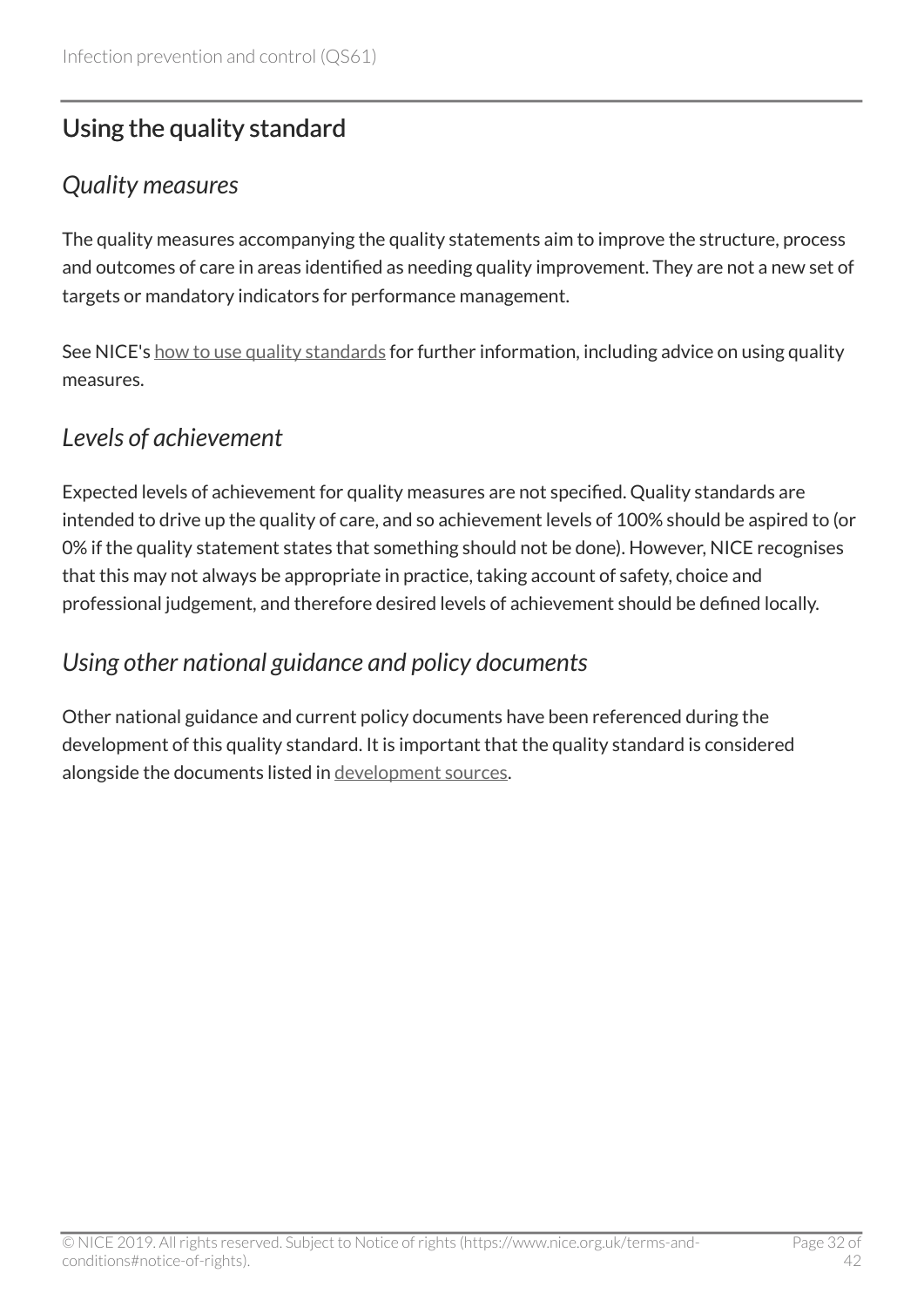## Using the quality standard

### *Quality measures*

The quality measures accompanying the quality statements aim to improve the structure, process and outcomes of care in areas identified as needing quality improvement. They are not a new set of targets or mandatory indicators for performance management.

See NICE's how to use quality standards for further information, including advice on using quality measures.

### *Levels of achievement*

Expected levels of achievement for quality measures are not specified. Quality standards are intended to drive up the quality of care, and so achievement levels of 100% should be aspired to (or 0% if the quality statement states that something should not be done). However, NICE recognises that this may not always be appropriate in practice, taking account of safety, choice and professional judgement, and therefore desired levels of achievement should be defined locally.

### *Using other national guidance and policy documents*

Other national guidance and current policy documents have been referenced during the development of this quality standard. It is important that the quality standard is considered alongside the documents listed in development sources.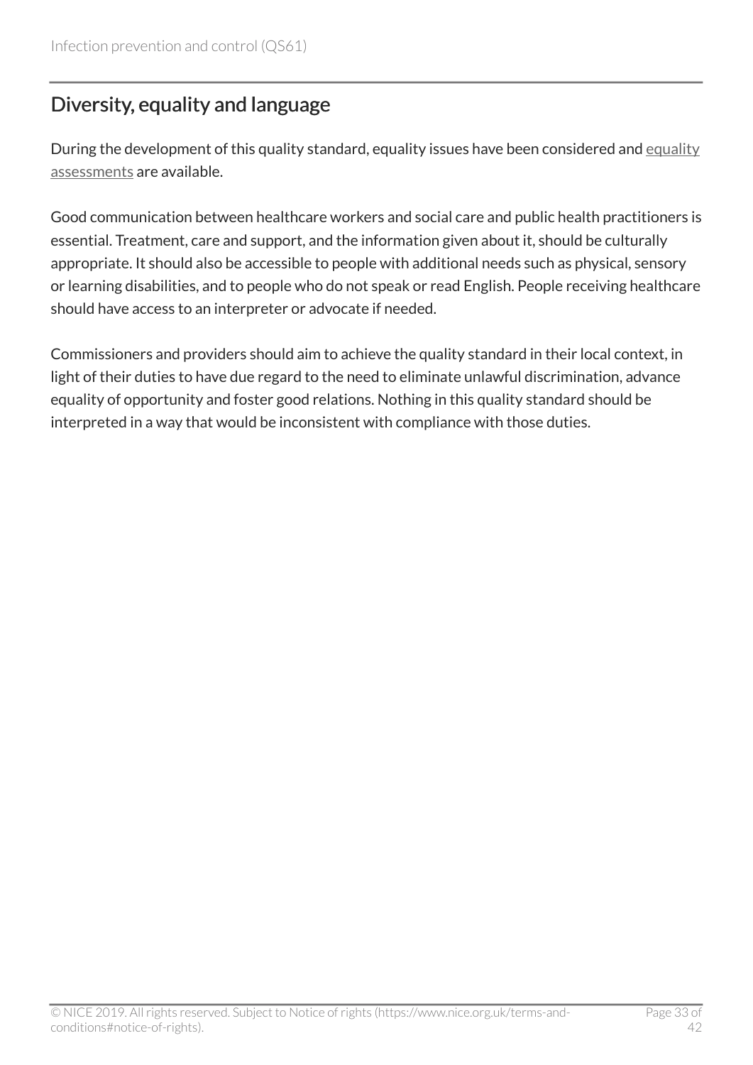## Diversity, equality and language

During the development of this quality standard, equality issues have been considered and equality assessments are available.

Good communication between healthcare workers and social care and public health practitioners is essential. Treatment, care and support, and the information given about it, should be culturally appropriate. It should also be accessible to people with additional needs such as physical, sensory or learning disabilities, and to people who do not speak or read English. People receiving healthcare should have access to an interpreter or advocate if needed.

Commissioners and providers should aim to achieve the quality standard in their local context, in light of their duties to have due regard to the need to eliminate unlawful discrimination, advance equality of opportunity and foster good relations. Nothing in this quality standard should be interpreted in a way that would be inconsistent with compliance with those duties.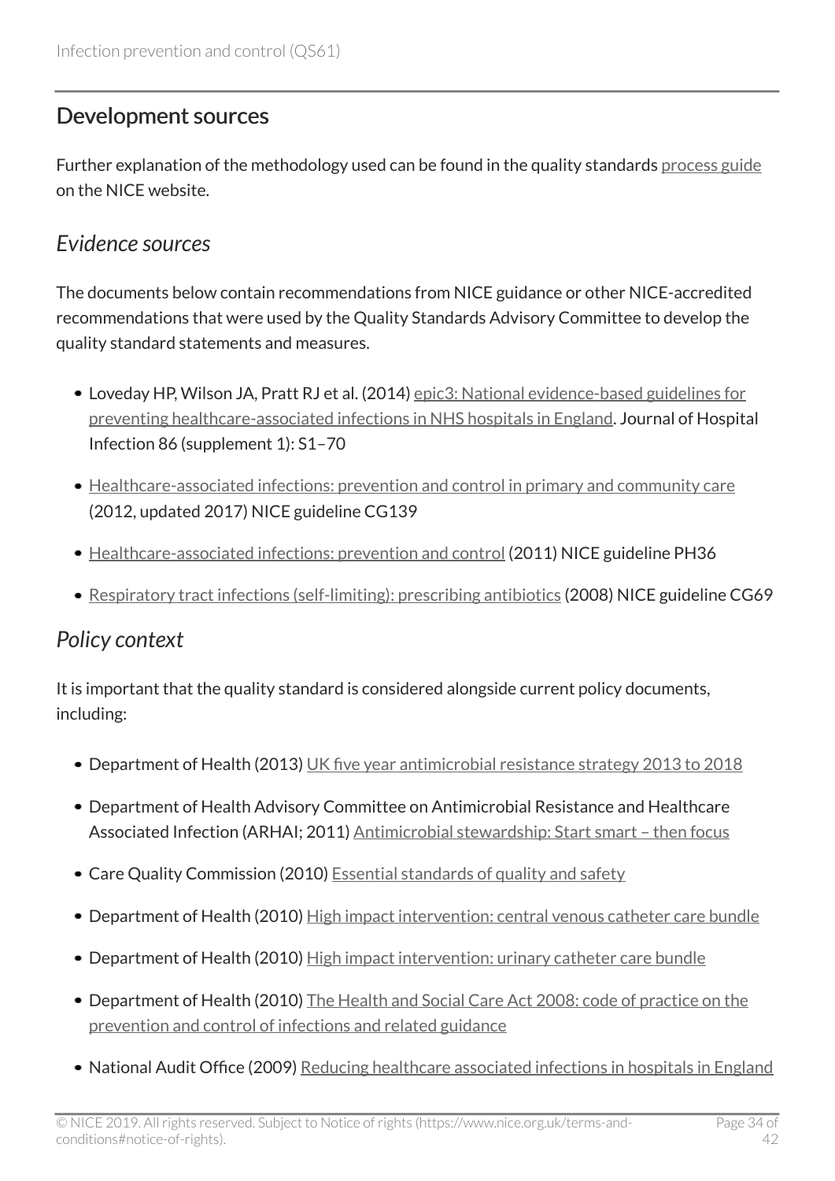## Development sources

Further explanation of the methodology used can be found in the quality standards process guide on the NICE website.

### *Evidence sources*

The documents below contain recommendations from NICE guidance or other NICE-accredited recommendations that were used by the Quality Standards Advisory Committee to develop the quality standard statements and measures.

- Loveday HP, Wilson JA, Pratt RJ et al. (2014) epic3: National evidence-based guidelines for preventing healthcare-associated infections in NHS hospitals in England. Journal of Hospital Infection 86 (supplement 1): S1–70
- Healthcare-associated infections: prevention and control in primary and community care (2012, updated 2017) NICE guideline CG139
- Healthcare-associated infections: prevention and control (2011) NICE guideline PH36
- Respiratory tract infections (self-limiting): prescribing antibiotics (2008) NICE guideline CG69

### *Policy context*

It is important that the quality standard is considered alongside current policy documents, including:

- Department of Health (2013) UK five year antimicrobial resistance strategy 2013 to 2018
- Department of Health Advisory Committee on Antimicrobial Resistance and Healthcare Associated Infection (ARHAI; 2011) Antimicrobial stewardship: Start smart – then focus
- Care Quality Commission (2010) Essential standards of quality and safety
- Department of Health (2010) High impact intervention: central venous catheter care bundle
- Department of Health (2010) High impact intervention: urinary catheter care bundle
- Department of Health (2010) The Health and Social Care Act 2008: code of practice on the prevention and control of infections and related guidance
- National Audit Office (2009) Reducing healthcare associated infections in hospitals in England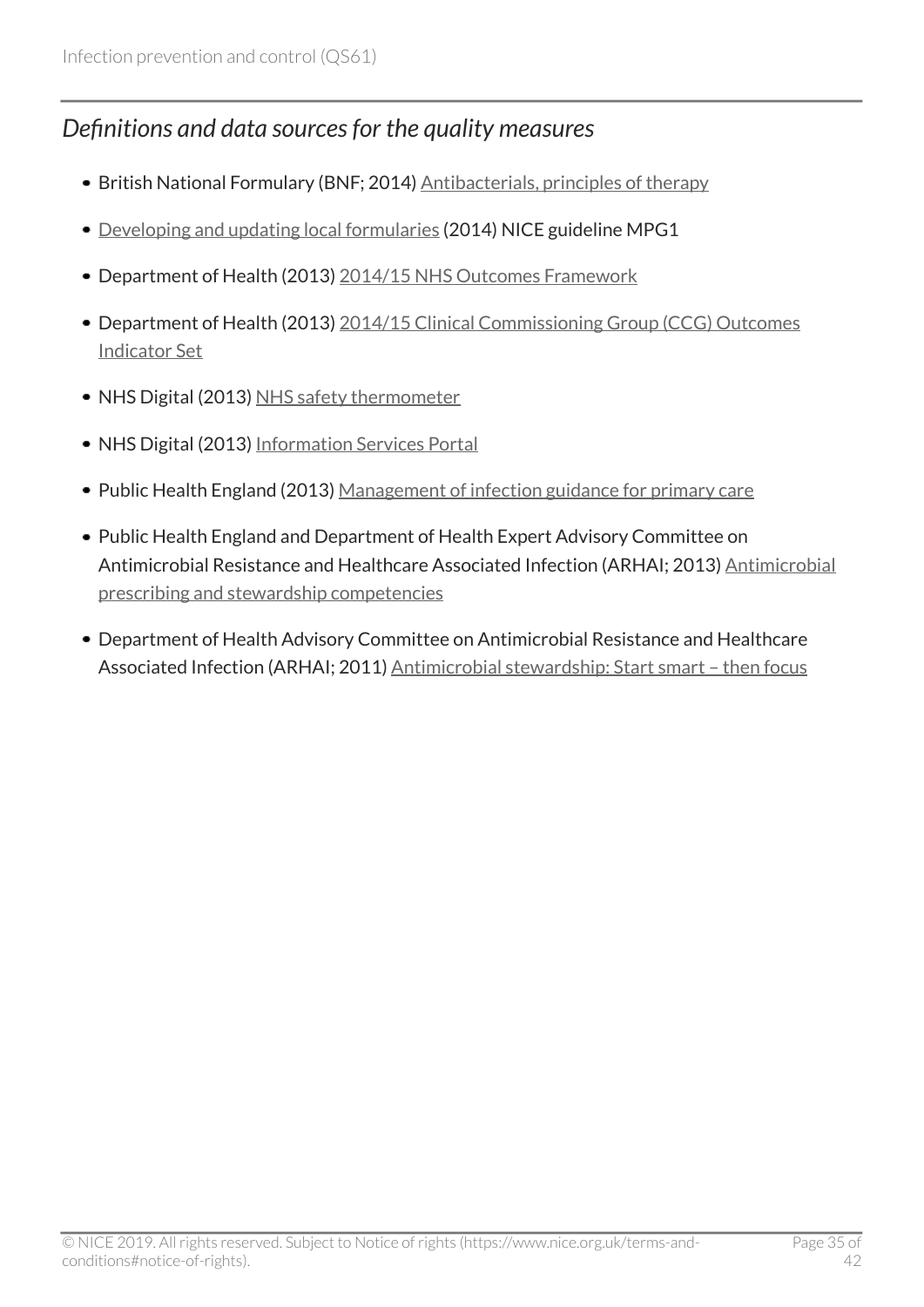### *Definitions and data sources for the quality measures*

- British National Formulary (BNF; 2014) Antibacterials, principles of therapy
- Developing and updating local formularies (2014) NICE guideline MPG1
- Department of Health (2013) 2014/15 NHS Outcomes Framework
- Department of Health (2013) 2014/15 Clinical Commissioning Group (CCG) Outcomes Indicator Set
- NHS Digital (2013) NHS safety thermometer
- NHS Digital (2013) Information Services Portal
- Public Health England (2013) Management of infection guidance for primary care
- Public Health England and Department of Health Expert Advisory Committee on Antimicrobial Resistance and Healthcare Associated Infection (ARHAI; 2013) Antimicrobial prescribing and stewardship competencies
- Department of Health Advisory Committee on Antimicrobial Resistance and Healthcare Associated Infection (ARHAI; 2011) Antimicrobial stewardship: Start smart – then focus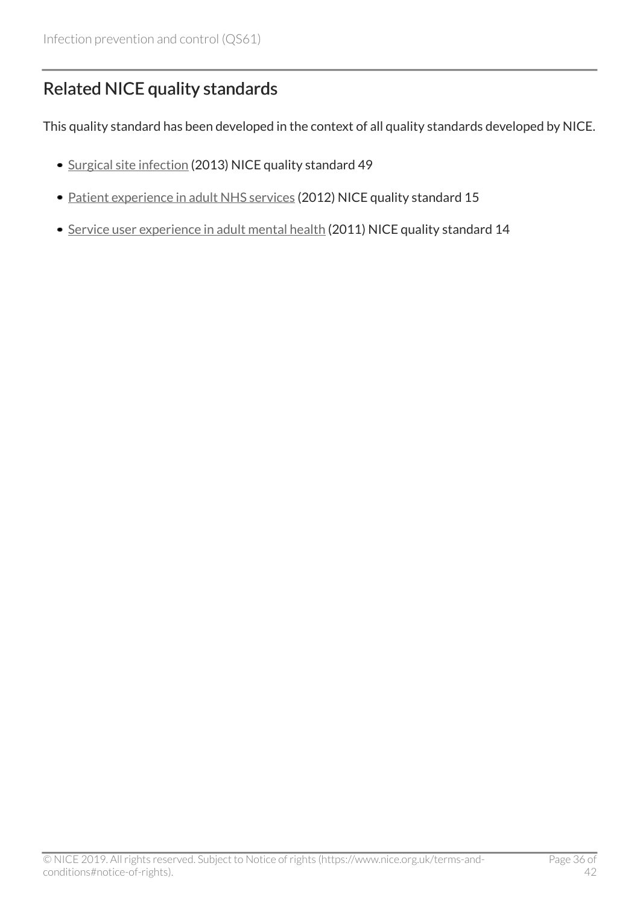## Related NICE quality standards

This quality standard has been developed in the context of all quality standards developed by NICE.

- Surgical site infection (2013) NICE quality standard 49
- Patient experience in adult NHS services (2012) NICE quality standard 15
- Service user experience in adult mental health (2011) NICE quality standard 14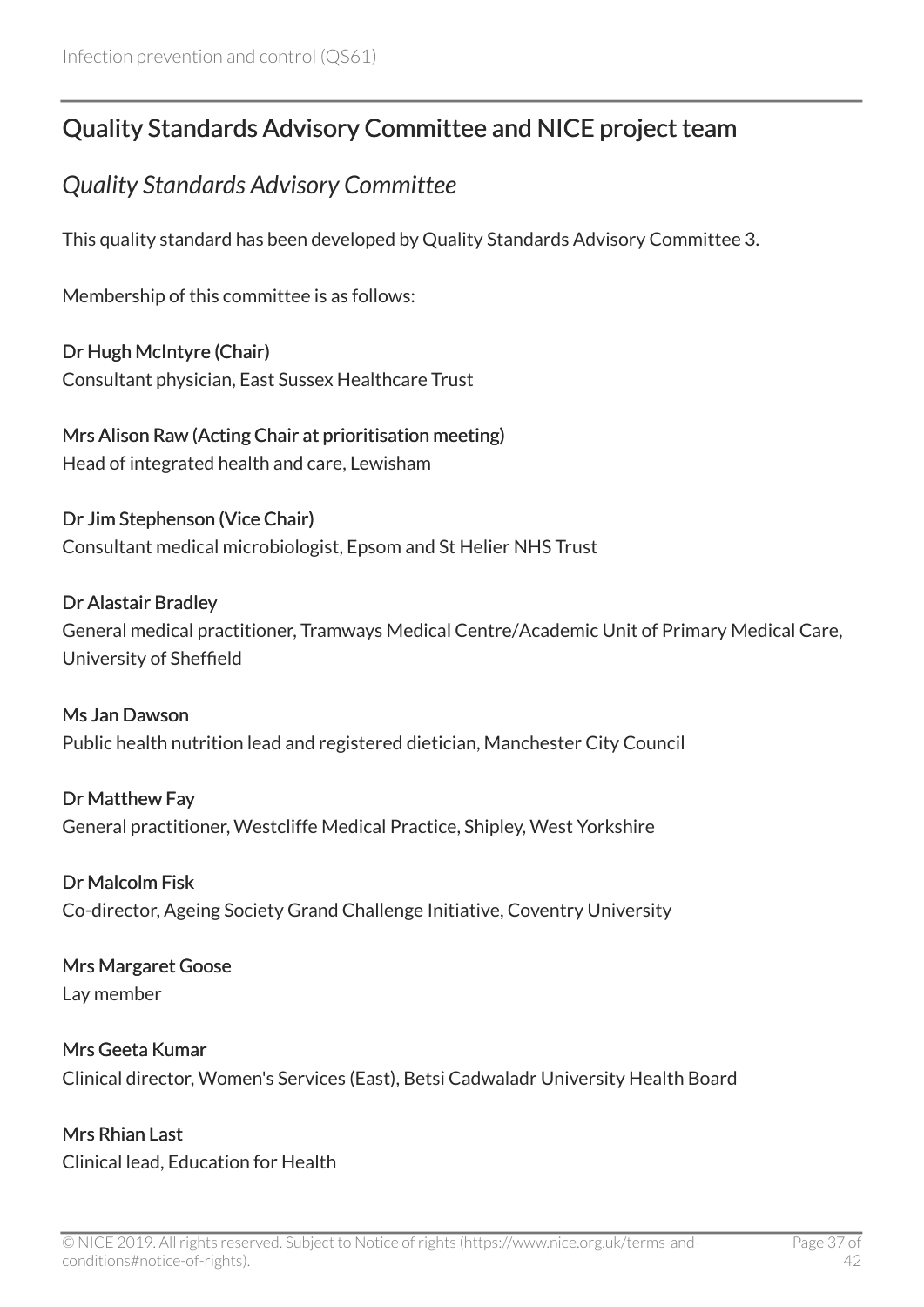## Quality Standards Advisory Committee and NICE project team

### *Quality Standards Advisory Committee*

This quality standard has been developed by Quality Standards Advisory Committee 3.

Membership of this committee is as follows:

**Dr Hugh McIntyre (Chair)**
Consultant physician, East Sussex Healthcare Trust

**Mrs Alison Raw (Acting Chair at prioritisation meeting)**
Head of integrated health and care, Lewisham

**Dr Jim Stephenson (Vice Chair)**
Consultant medical microbiologist, Epsom and St Helier NHS Trust

**Dr Alastair Bradley**
General medical practitioner, Tramways Medical Centre/Academic Unit of Primary Medical Care, University of Sheffield

**Ms Jan Dawson**
Public health nutrition lead and registered dietician, Manchester City Council

**Dr Matthew Fay**
General practitioner, Westcliffe Medical Practice, Shipley, West Yorkshire

**Dr Malcolm Fisk**
Co-director, Ageing Society Grand Challenge Initiative, Coventry University

**Mrs Margaret Goose**
Lay member

**Mrs Geeta Kumar**
Clinical director, Women's Services (East), Betsi Cadwaladr University Health Board

**Mrs Rhian Last**
Clinical lead, Education for Health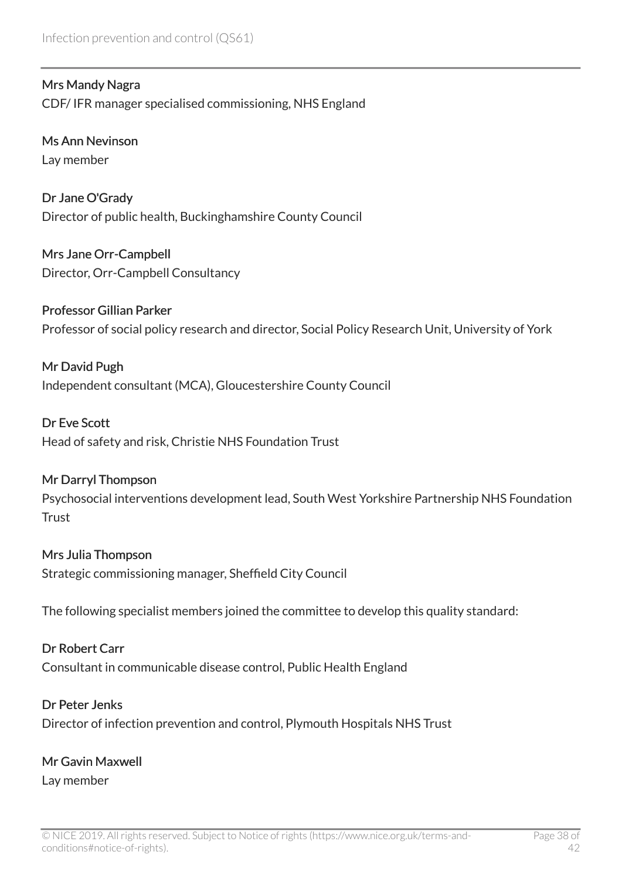**Mrs Mandy Nagra**
CDF/ IFR manager specialised commissioning, NHS England

**Ms Ann Nevinson**
Lay member

**Dr Jane O'Grady**
Director of public health, Buckinghamshire County Council

**Mrs Jane Orr-Campbell**
Director, Orr-Campbell Consultancy

**Professor Gillian Parker**
Professor of social policy research and director, Social Policy Research Unit, University of York

**Mr David Pugh**
Independent consultant (MCA), Gloucestershire County Council

**Dr Eve Scott**
Head of safety and risk, Christie NHS Foundation Trust

**Mr Darryl Thompson**
Psychosocial interventions development lead, South West Yorkshire Partnership NHS Foundation Trust

**Mrs Julia Thompson**
Strategic commissioning manager, Sheffield City Council

The following specialist members joined the committee to develop this quality standard:

**Dr Robert Carr**
Consultant in communicable disease control, Public Health England

**Dr Peter Jenks**
Director of infection prevention and control, Plymouth Hospitals NHS Trust

**Mr Gavin Maxwell**
Lay member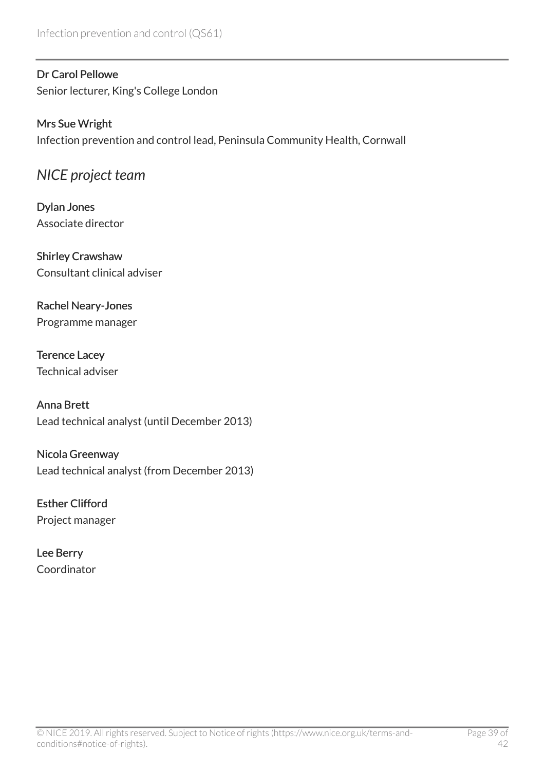**Dr Carol Pellowe**
Senior lecturer, King's College London

**Mrs Sue Wright**
Infection prevention and control lead, Peninsula Community Health, Cornwall

### *NICE project team*

**Dylan Jones**
Associate director

**Shirley Crawshaw**
Consultant clinical adviser

**Rachel Neary-Jones**
Programme manager

**Terence Lacey**
Technical adviser

**Anna Brett**
Lead technical analyst (until December 2013)

**Nicola Greenway**
Lead technical analyst (from December 2013)

**Esther Clifford**
Project manager

**Lee Berry**
Coordinator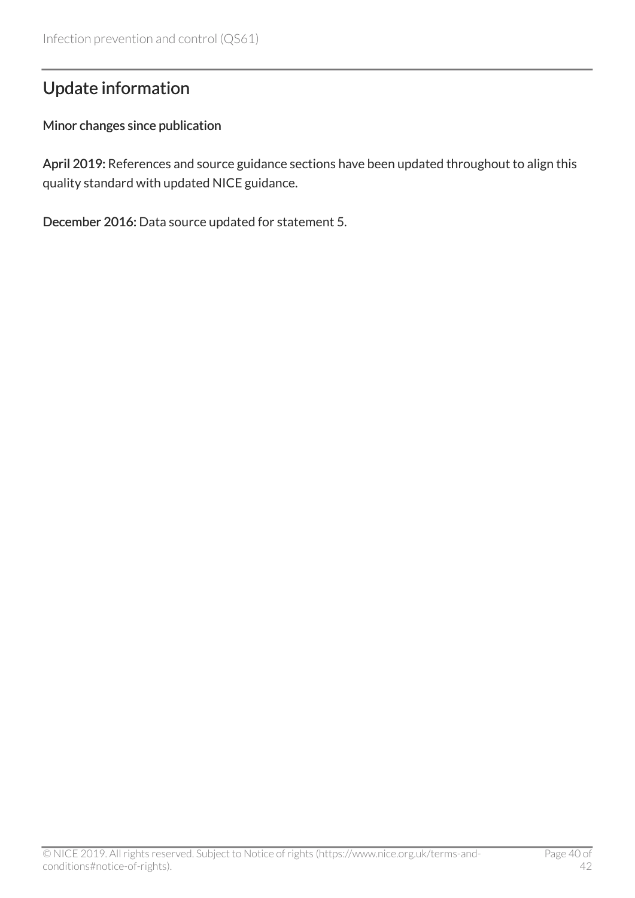## Update information

### Minor changes since publication

**April 2019:** References and source guidance sections have been updated throughout to align this quality standard with updated NICE guidance.

**December 2016:** Data source updated for statement 5.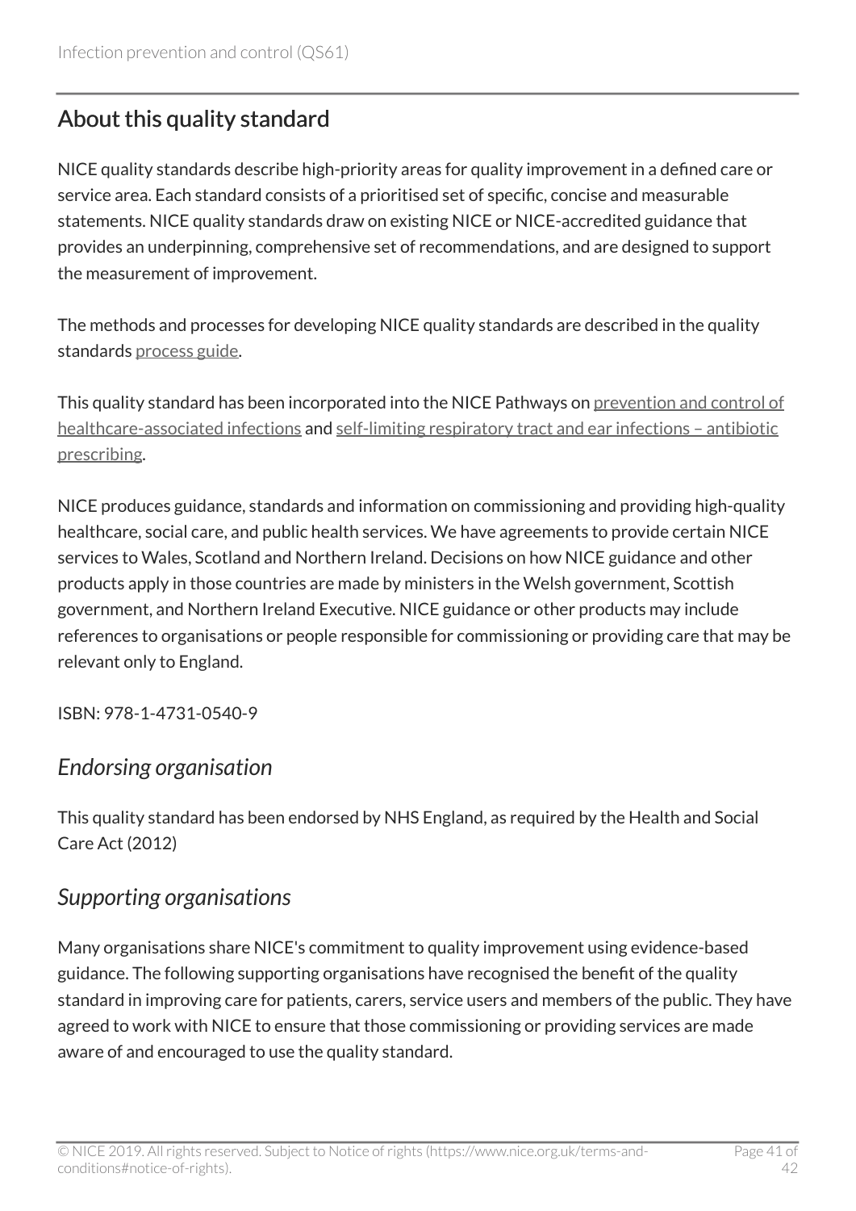## About this quality standard

NICE quality standards describe high-priority areas for quality improvement in a defined care or service area. Each standard consists of a prioritised set of specific, concise and measurable statements. NICE quality standards draw on existing NICE or NICE-accredited guidance that provides an underpinning, comprehensive set of recommendations, and are designed to support the measurement of improvement.

The methods and processes for developing NICE quality standards are described in the quality standards process guide.

This quality standard has been incorporated into the NICE Pathways on prevention and control of healthcare-associated infections and self-limiting respiratory tract and ear infections – antibiotic prescribing.

NICE produces guidance, standards and information on commissioning and providing high-quality healthcare, social care, and public health services. We have agreements to provide certain NICE services to Wales, Scotland and Northern Ireland. Decisions on how NICE guidance and other products apply in those countries are made by ministers in the Welsh government, Scottish government, and Northern Ireland Executive. NICE guidance or other products may include references to organisations or people responsible for commissioning or providing care that may be relevant only to England.

ISBN: 978-1-4731-0540-9

### *Endorsing organisation*

This quality standard has been endorsed by NHS England, as required by the Health and Social Care Act (2012)

### *Supporting organisations*

Many organisations share NICE's commitment to quality improvement using evidence-based guidance. The following supporting organisations have recognised the benefit of the quality standard in improving care for patients, carers, service users and members of the public. They have agreed to work with NICE to ensure that those commissioning or providing services are made aware of and encouraged to use the quality standard.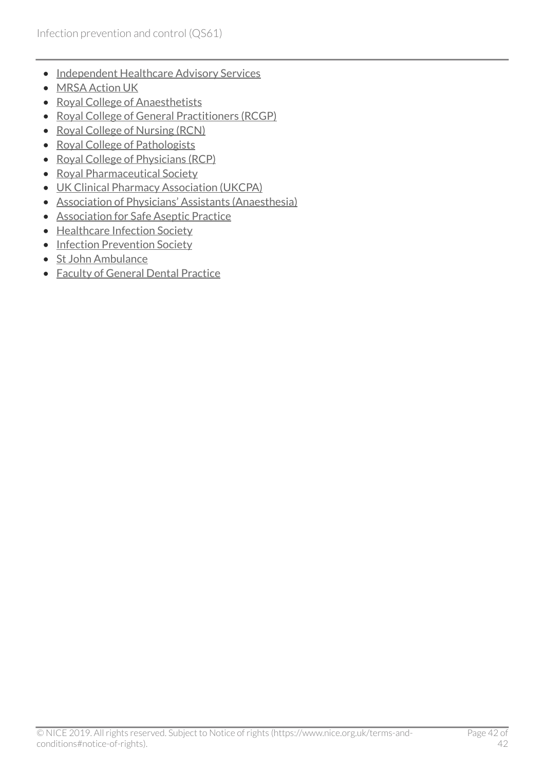- Independent Healthcare Advisory Services
- MRSA Action UK
- Royal College of Anaesthetists
- Royal College of General Practitioners (RCGP)
- Royal College of Nursing (RCN)
- Royal College of Pathologists
- Royal College of Physicians (RCP)
- Royal Pharmaceutical Society
- UK Clinical Pharmacy Association (UKCPA)
- Association of Physicians' Assistants (Anaesthesia)
- Association for Safe Aseptic Practice
- Healthcare Infection Society
- Infection Prevention Society
- St John Ambulance
- Faculty of General Dental Practice